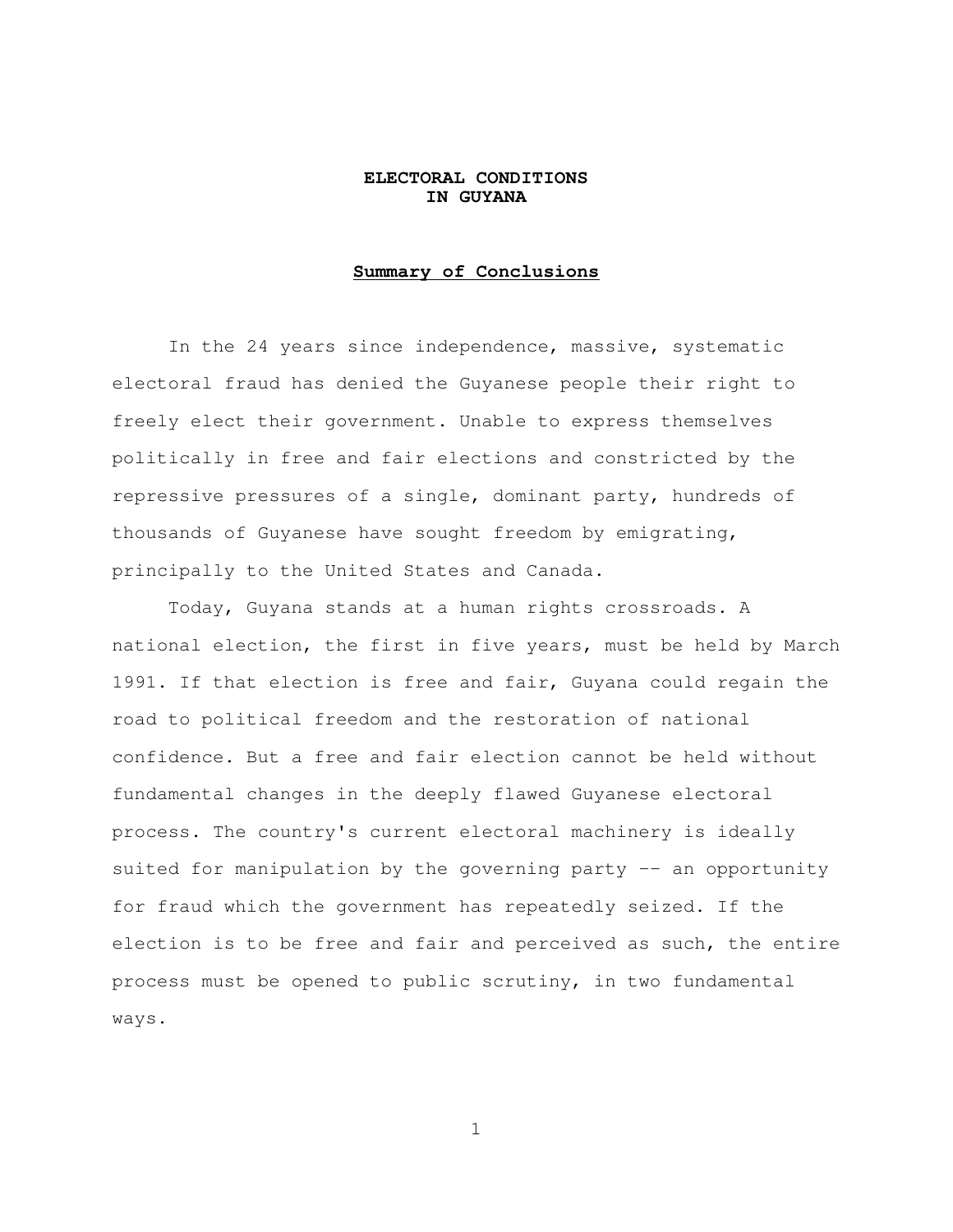# ELECTORAL CONDITIONS IN GUYANA

## Summary of Conclusions

In the 24 years since independence, massive, systematic electoral fraud has denied the Guyanese people their right to freely elect their government. Unable to express themselves politically in free and fair elections and constricted by the repressive pressures of a single, dominant party, hundreds of thousands of Guyanese have sought freedom by emigrating, principally to the United States and Canada.

Today, Guyana stands at a human rights crossroads. A national election, the first in five years, must be held by March 1991. If that election is free and fair, Guyana could regain the road to political freedom and the restoration of national confidence. But a free and fair election cannot be held without fundamental changes in the deeply flawed Guyanese electoral process. The country's current electoral machinery is ideally suited for manipulation by the governing party -- an opportunity for fraud which the government has repeatedly seized. If the election is to be free and fair and perceived as such, the entire process must be opened to public scrutiny, in two fundamental ways.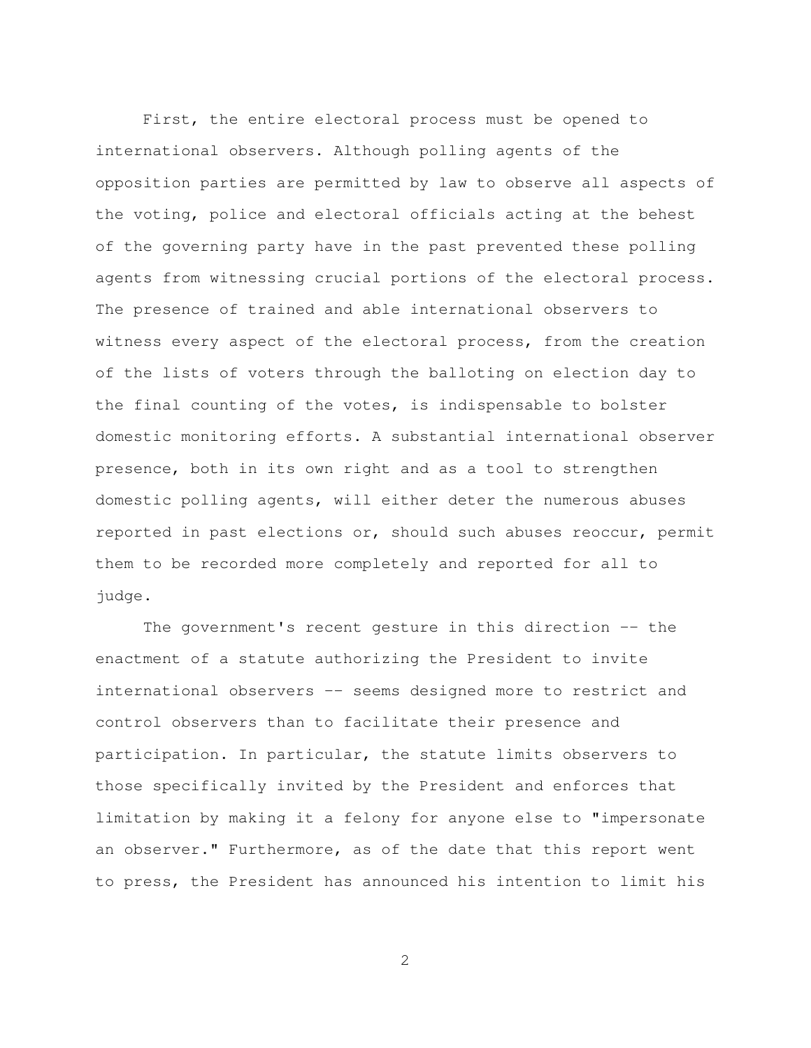First, the entire electoral process must be opened to international observers. Although polling agents of the opposition parties are permitted by law to observe all aspects of the voting, police and electoral officials acting at the behest of the governing party have in the past prevented these polling agents from witnessing crucial portions of the electoral process. The presence of trained and able international observers to witness every aspect of the electoral process, from the creation of the lists of voters through the balloting on election day to the final counting of the votes, is indispensable to bolster domestic monitoring efforts. A substantial international observer presence, both in its own right and as a tool to strengthen domestic polling agents, will either deter the numerous abuses reported in past elections or, should such abuses reoccur, permit them to be recorded more completely and reported for all to judge.

The government's recent gesture in this direction -- the enactment of a statute authorizing the President to invite international observers -- seems designed more to restrict and control observers than to facilitate their presence and participation. In particular, the statute limits observers to those specifically invited by the President and enforces that limitation by making it a felony for anyone else to "impersonate an observer." Furthermore, as of the date that this report went to press, the President has announced his intention to limit his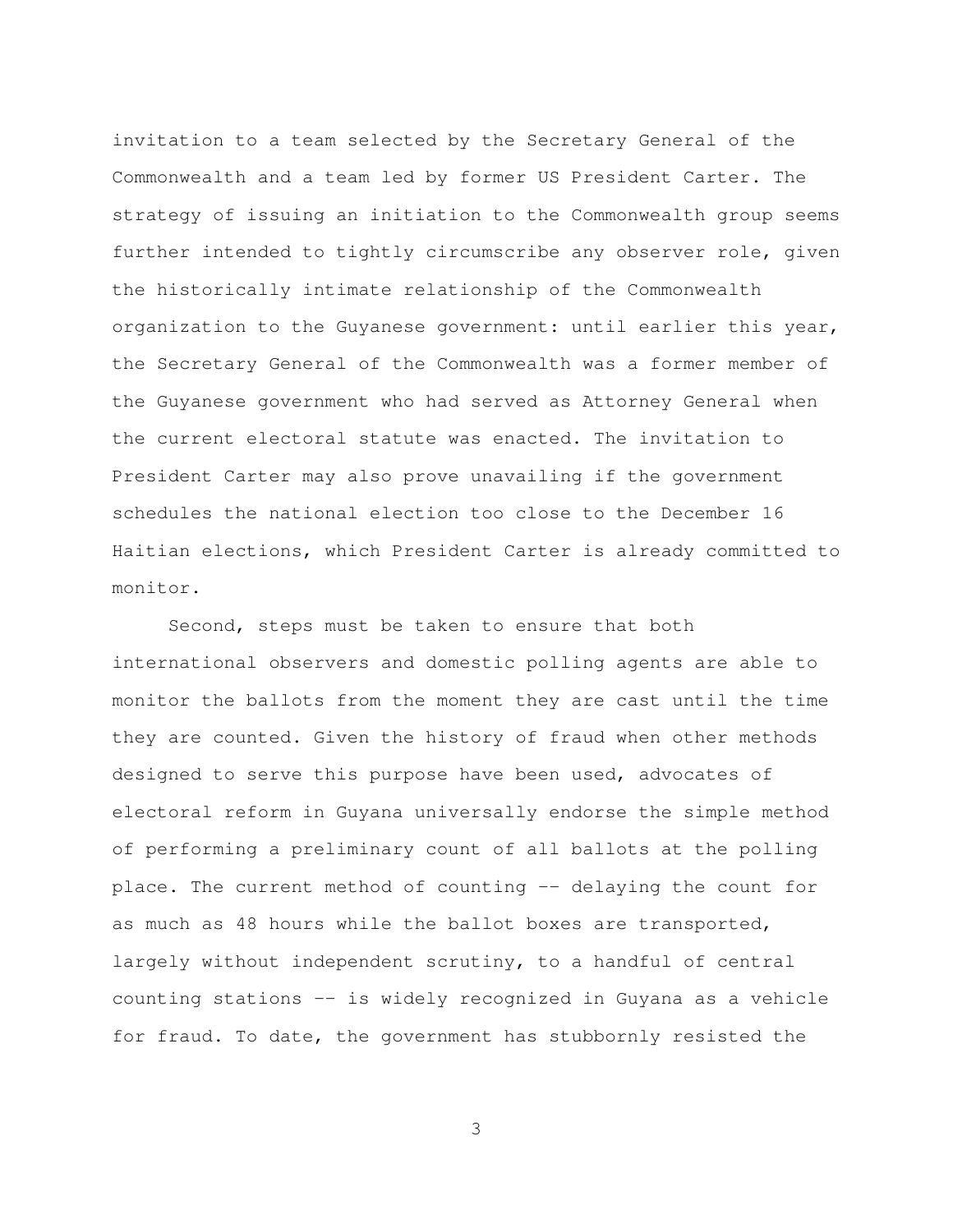invitation to a team selected by the Secretary General of the Commonwealth and a team led by former US President Carter. The strategy of issuing an initiation to the Commonwealth group seems further intended to tightly circumscribe any observer role, given the historically intimate relationship of the Commonwealth organization to the Guyanese government: until earlier this year, the Secretary General of the Commonwealth was a former member of the Guyanese government who had served as Attorney General when the current electoral statute was enacted. The invitation to President Carter may also prove unavailing if the government schedules the national election too close to the December 16 Haitian elections, which President Carter is already committed to monitor.

Second, steps must be taken to ensure that both international observers and domestic polling agents are able to monitor the ballots from the moment they are cast until the time they are counted. Given the history of fraud when other methods designed to serve this purpose have been used, advocates of electoral reform in Guyana universally endorse the simple method of performing a preliminary count of all ballots at the polling place. The current method of counting -- delaying the count for as much as 48 hours while the ballot boxes are transported, largely without independent scrutiny, to a handful of central counting stations -- is widely recognized in Guyana as a vehicle for fraud. To date, the government has stubbornly resisted the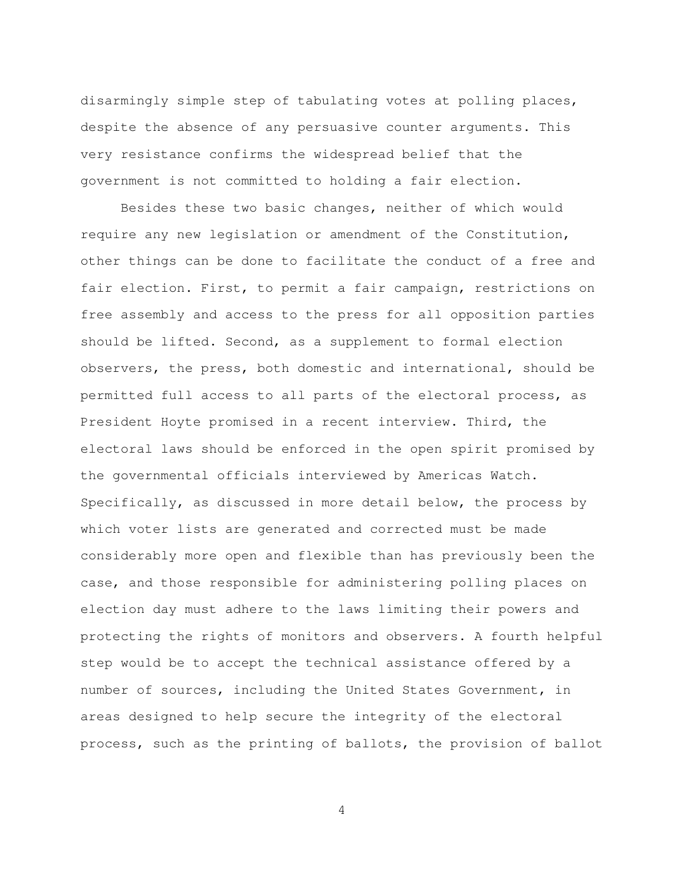disarmingly simple step of tabulating votes at polling places, despite the absence of any persuasive counter arguments. This very resistance confirms the widespread belief that the government is not committed to holding a fair election.

Besides these two basic changes, neither of which would require any new legislation or amendment of the Constitution, other things can be done to facilitate the conduct of a free and fair election. First, to permit a fair campaign, restrictions on free assembly and access to the press for all opposition parties should be lifted. Second, as a supplement to formal election observers, the press, both domestic and international, should be permitted full access to all parts of the electoral process, as President Hoyte promised in a recent interview. Third, the electoral laws should be enforced in the open spirit promised by the governmental officials interviewed by Americas Watch. Specifically, as discussed in more detail below, the process by which voter lists are generated and corrected must be made considerably more open and flexible than has previously been the case, and those responsible for administering polling places on election day must adhere to the laws limiting their powers and protecting the rights of monitors and observers. A fourth helpful step would be to accept the technical assistance offered by a number of sources, including the United States Government, in areas designed to help secure the integrity of the electoral process, such as the printing of ballots, the provision of ballot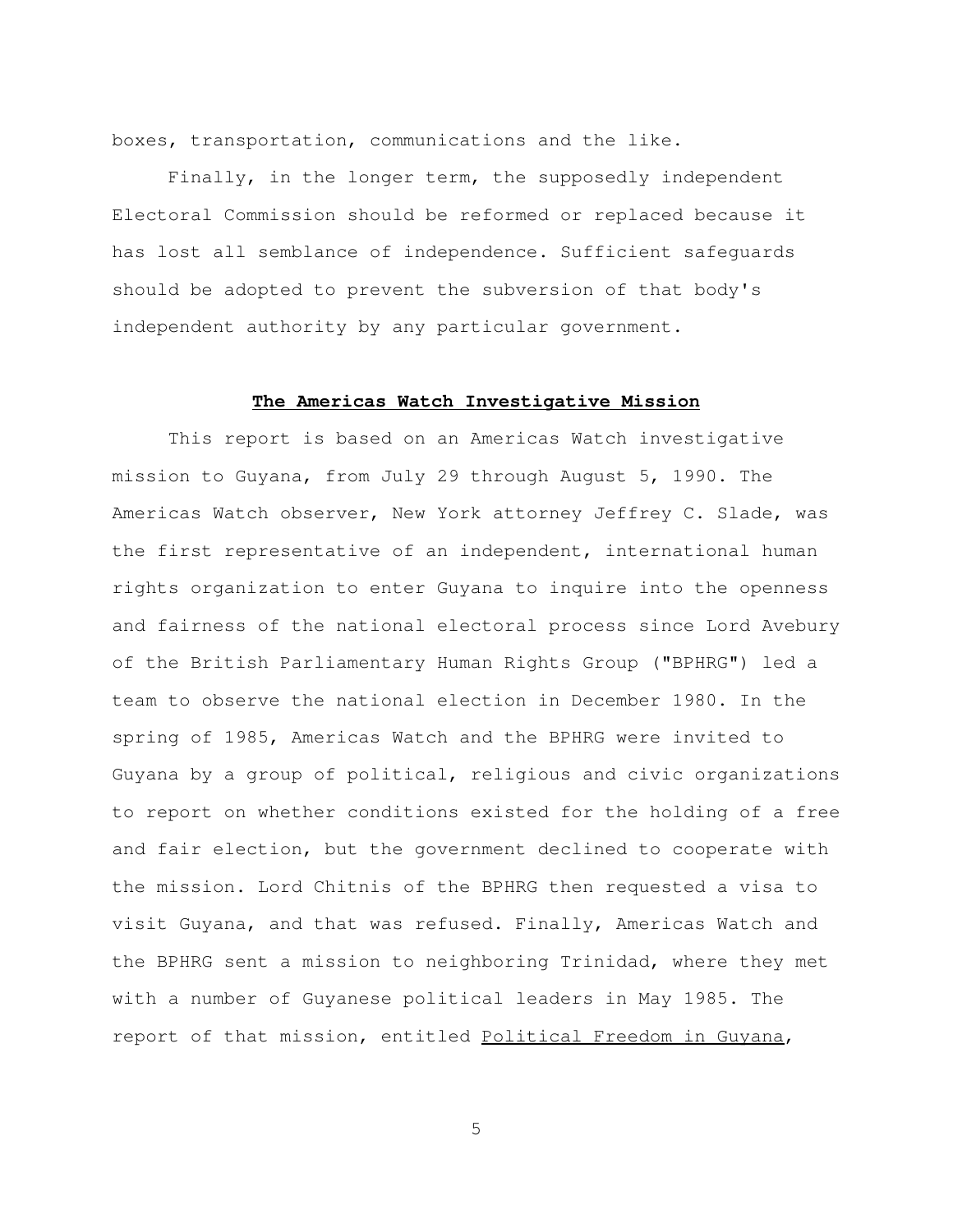boxes, transportation, communications and the like.

Finally, in the longer term, the supposedly independent Electoral Commission should be reformed or replaced because it has lost all semblance of independence. Sufficient safeguards should be adopted to prevent the subversion of that body's independent authority by any particular government.

## The Americas Watch Investigative Mission

This report is based on an Americas Watch investigative mission to Guyana, from July 29 through August 5, 1990. The Americas Watch observer, New York attorney Jeffrey C. Slade, was the first representative of an independent, international human rights organization to enter Guyana to inquire into the openness and fairness of the national electoral process since Lord Avebury of the British Parliamentary Human Rights Group ("BPHRG") led a team to observe the national election in December 1980. In the spring of 1985, Americas Watch and the BPHRG were invited to Guyana by a group of political, religious and civic organizations to report on whether conditions existed for the holding of a free and fair election, but the government declined to cooperate with the mission. Lord Chitnis of the BPHRG then requested a visa to visit Guyana, and that was refused. Finally, Americas Watch and the BPHRG sent a mission to neighboring Trinidad, where they met with a number of Guyanese political leaders in May 1985. The report of that mission, entitled Political Freedom in Guyana,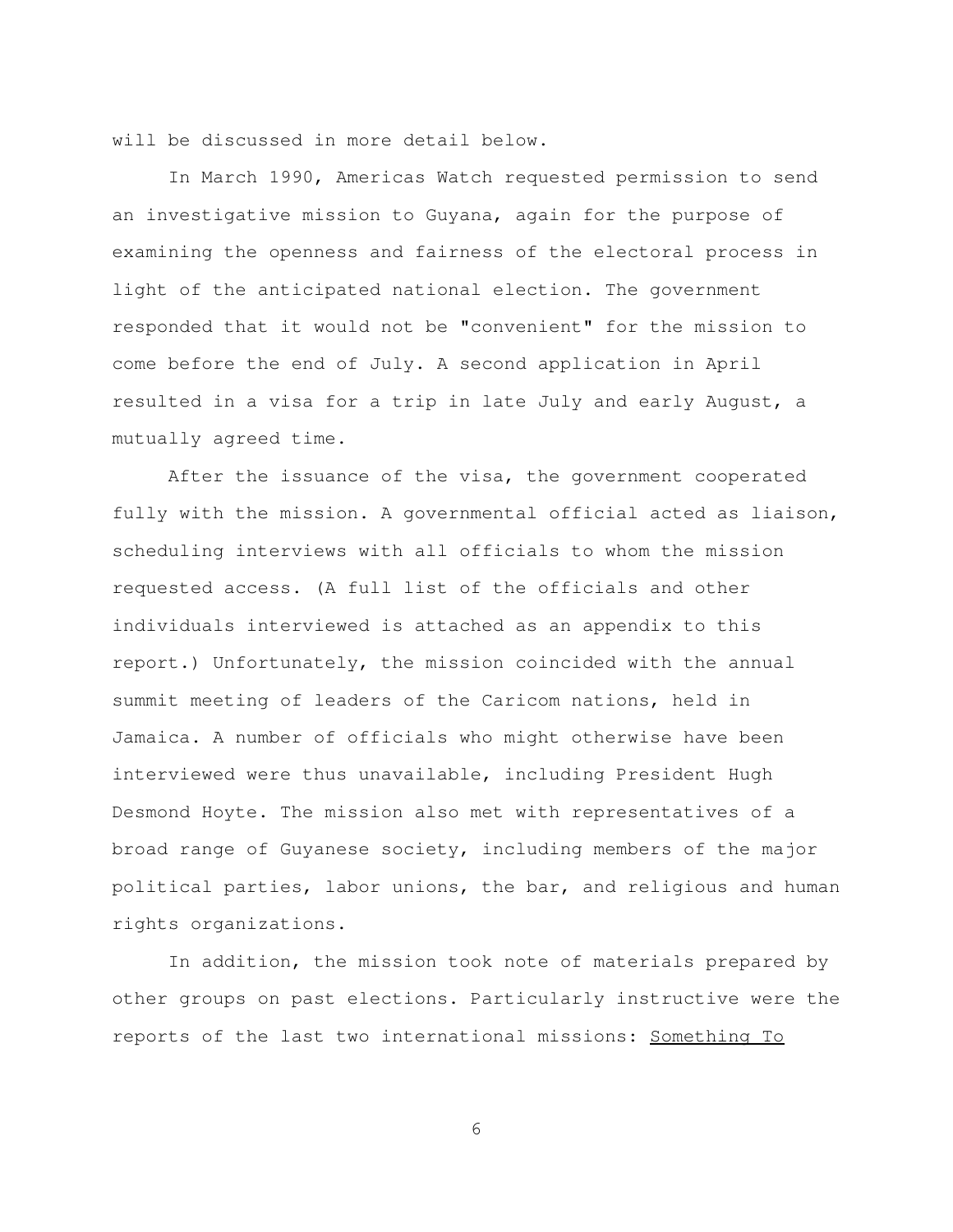will be discussed in more detail below.

In March 1990, Americas Watch requested permission to send an investigative mission to Guyana, again for the purpose of examining the openness and fairness of the electoral process in light of the anticipated national election. The government responded that it would not be "convenient" for the mission to come before the end of July. A second application in April resulted in a visa for a trip in late July and early August, a mutually agreed time.

After the issuance of the visa, the government cooperated fully with the mission. A governmental official acted as liaison, scheduling interviews with all officials to whom the mission requested access. (A full list of the officials and other individuals interviewed is attached as an appendix to this report.) Unfortunately, the mission coincided with the annual summit meeting of leaders of the Caricom nations, held in Jamaica. A number of officials who might otherwise have been interviewed were thus unavailable, including President Hugh Desmond Hoyte. The mission also met with representatives of a broad range of Guyanese society, including members of the major political parties, labor unions, the bar, and religious and human rights organizations.

In addition, the mission took note of materials prepared by other groups on past elections. Particularly instructive were the reports of the last two international missions: <u>Something To</u>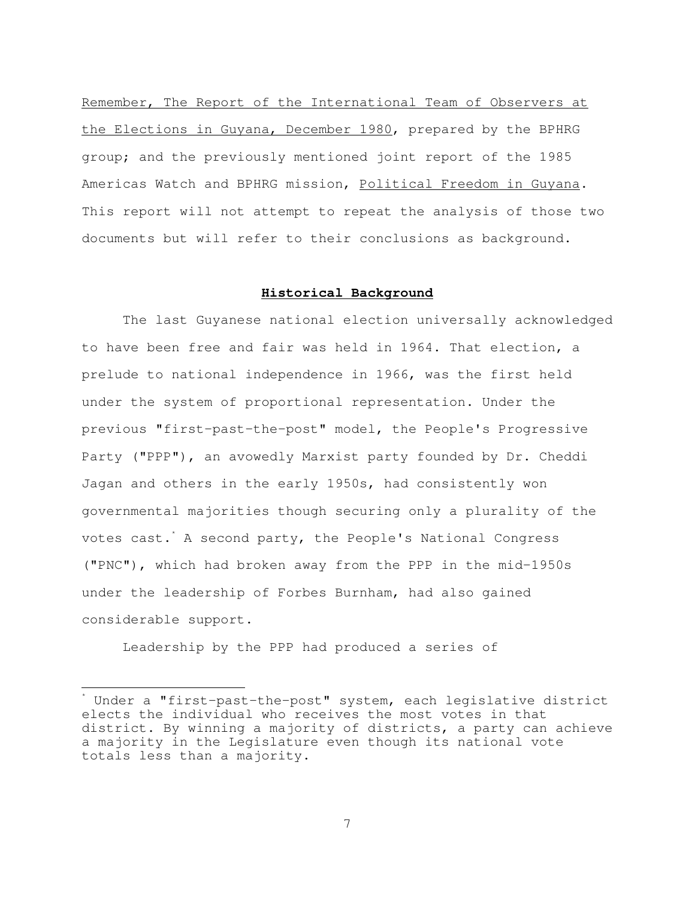Remember, The Report of the International Team of Observers at the Elections in Guyana, December 1980, prepared by the BPHRG group; and the previously mentioned joint report of the 1985 Americas Watch and BPHRG mission, Political Freedom in Guyana. This report will not attempt to repeat the analysis of those two documents but will refer to their conclusions as background.

## Historical Background

The last Guyanese national election universally acknowledged to have been free and fair was held in 1964. That election, a prelude to national independence in 1966, was the first held under the system of proportional representation. Under the previous "first-past-the-post" model, the People's Progressive Party ("PPP"), an avowedly Marxist party founded by Dr. Cheddi Jagan and others in the early 1950s, had consistently won governmental majorities though securing only a plurality of the votes cast.[*] A second party, the People's National Congress ("PNC"), which had broken away from the PPP in the mid-1950s under the leadership of Forbes Burnham, had also gained considerable support.

Leadership by the PPP had produced a series of

---

[*] Under a "first-past-the-post" system, each legislative district elects the individual who receives the most votes in that district. By winning a majority of districts, a party can achieve a majority in the Legislature even though its national vote totals less than a majority.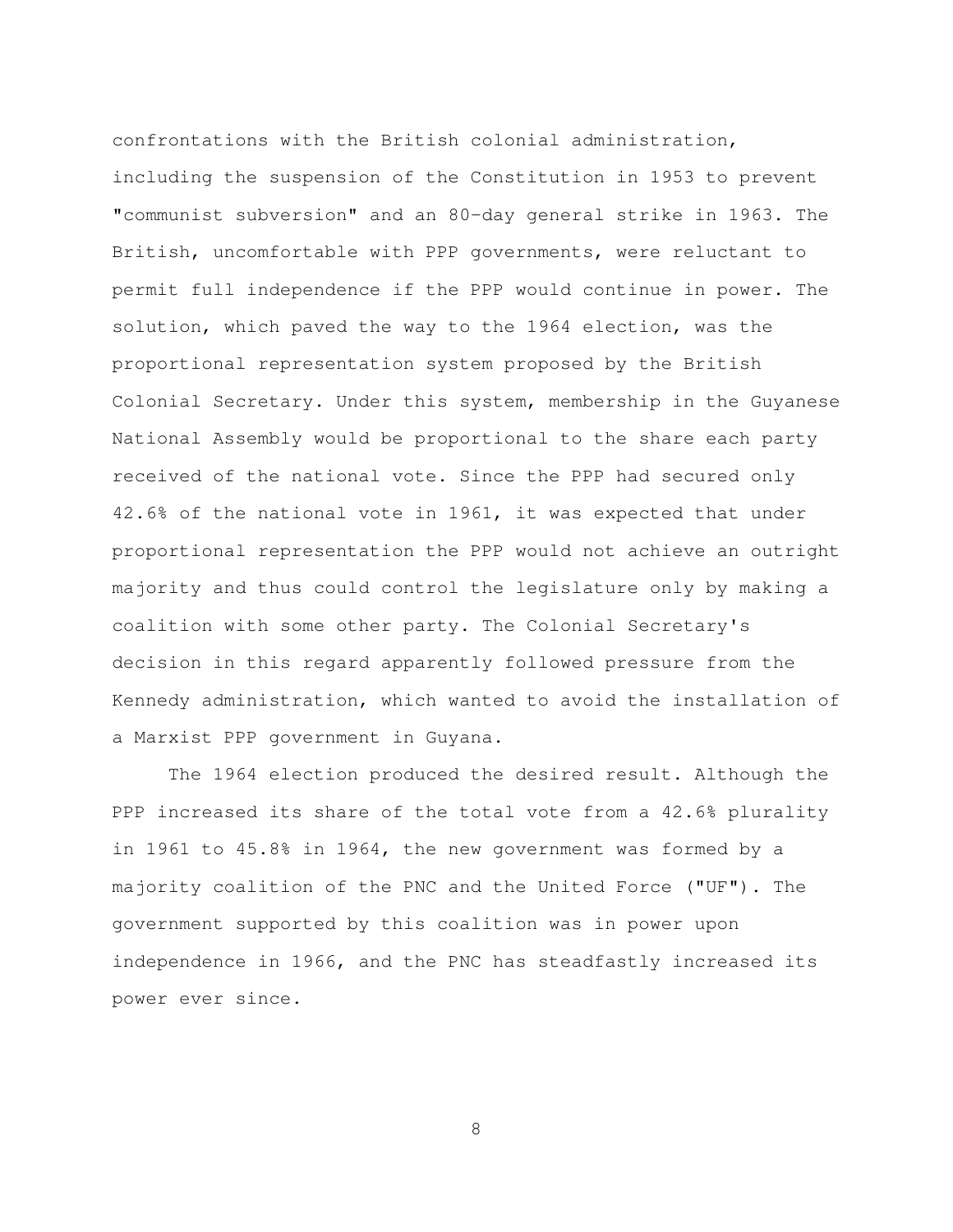confrontations with the British colonial administration, including the suspension of the Constitution in 1953 to prevent "communist subversion" and an 80-day general strike in 1963. The British, uncomfortable with PPP governments, were reluctant to permit full independence if the PPP would continue in power. The solution, which paved the way to the 1964 election, was the proportional representation system proposed by the British Colonial Secretary. Under this system, membership in the Guyanese National Assembly would be proportional to the share each party received of the national vote. Since the PPP had secured only 42.6% of the national vote in 1961, it was expected that under proportional representation the PPP would not achieve an outright majority and thus could control the legislature only by making a coalition with some other party. The Colonial Secretary's decision in this regard apparently followed pressure from the Kennedy administration, which wanted to avoid the installation of a Marxist PPP government in Guyana.

The 1964 election produced the desired result. Although the PPP increased its share of the total vote from a 42.6% plurality in 1961 to 45.8% in 1964, the new government was formed by a majority coalition of the PNC and the United Force ("UF"). The government supported by this coalition was in power upon independence in 1966, and the PNC has steadfastly increased its power ever since.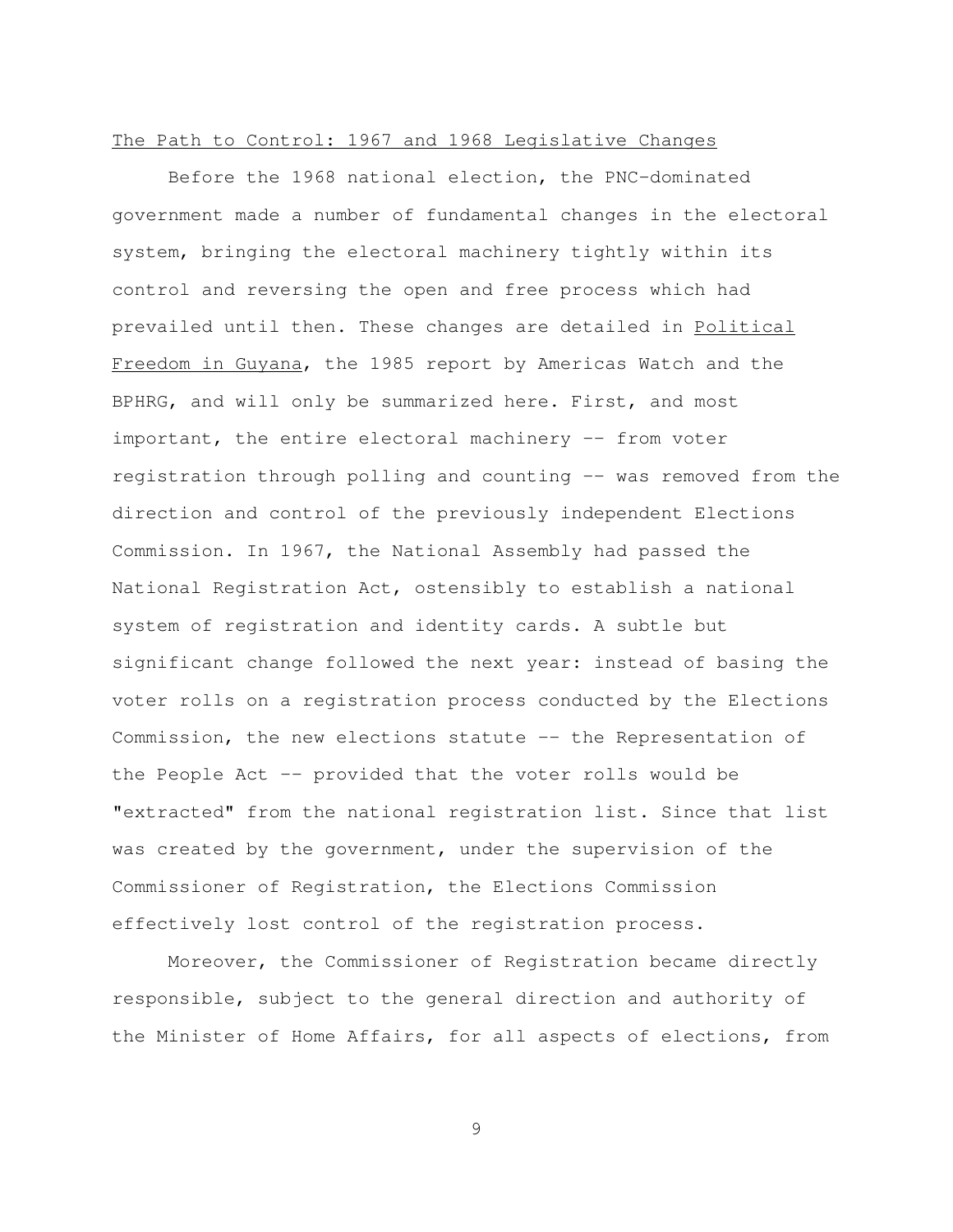## The Path to Control: 1967 and 1968 Legislative Changes

Before the 1968 national election, the PNC-dominated government made a number of fundamental changes in the electoral system, bringing the electoral machinery tightly within its control and reversing the open and free process which had prevailed until then. These changes are detailed in Political Freedom in Guyana, the 1985 report by Americas Watch and the BPHRG, and will only be summarized here. First, and most important, the entire electoral machinery -- from voter registration through polling and counting -- was removed from the direction and control of the previously independent Elections Commission. In 1967, the National Assembly had passed the National Registration Act, ostensibly to establish a national system of registration and identity cards. A subtle but significant change followed the next year: instead of basing the voter rolls on a registration process conducted by the Elections Commission, the new elections statute -- the Representation of the People Act -- provided that the voter rolls would be "extracted" from the national registration list. Since that list was created by the government, under the supervision of the Commissioner of Registration, the Elections Commission effectively lost control of the registration process.

Moreover, the Commissioner of Registration became directly responsible, subject to the general direction and authority of the Minister of Home Affairs, for all aspects of elections, from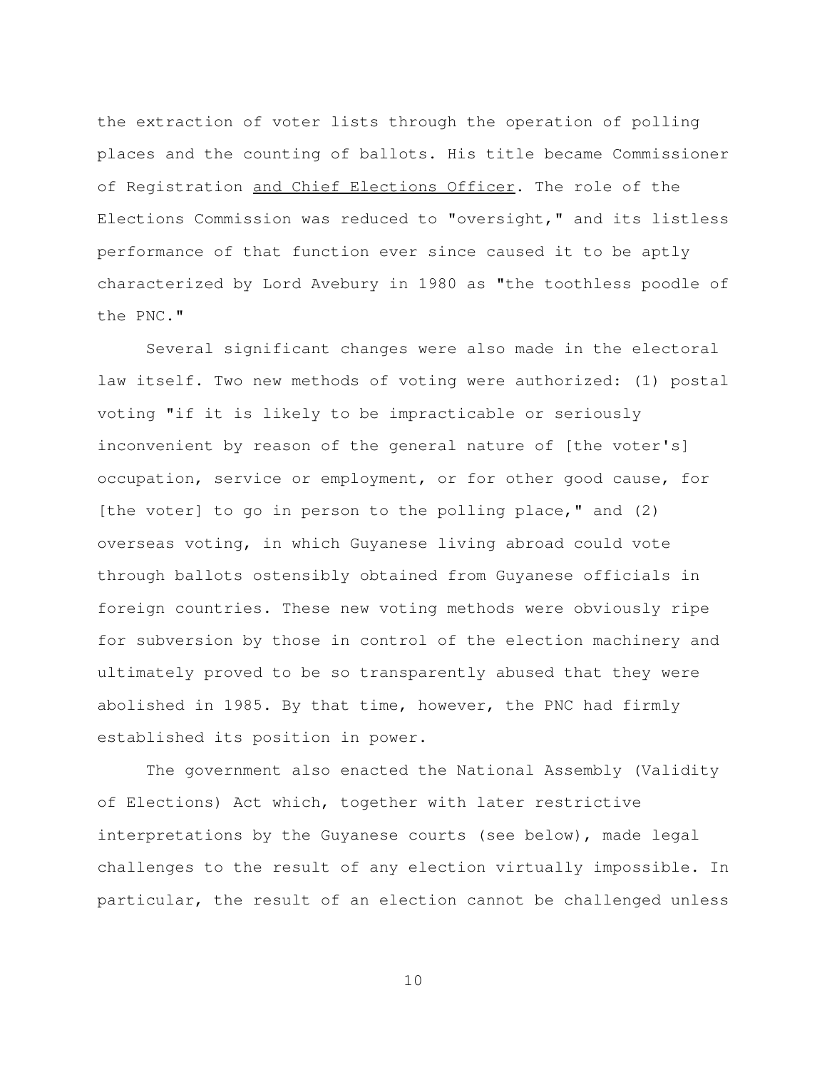the extraction of voter lists through the operation of polling places and the counting of ballots. His title became Commissioner of Registration <u>and Chief Elections Officer</u>. The role of the Elections Commission was reduced to "oversight," and its listless performance of that function ever since caused it to be aptly characterized by Lord Avebury in 1980 as "the toothless poodle of the PNC."

Several significant changes were also made in the electoral law itself. Two new methods of voting were authorized: (1) postal voting "if it is likely to be impracticable or seriously inconvenient by reason of the general nature of [the voter's] occupation, service or employment, or for other good cause, for [the voter] to go in person to the polling place," and (2) overseas voting, in which Guyanese living abroad could vote through ballots ostensibly obtained from Guyanese officials in foreign countries. These new voting methods were obviously ripe for subversion by those in control of the election machinery and ultimately proved to be so transparently abused that they were abolished in 1985. By that time, however, the PNC had firmly established its position in power.

The government also enacted the National Assembly (Validity of Elections) Act which, together with later restrictive interpretations by the Guyanese courts (see below), made legal challenges to the result of any election virtually impossible. In particular, the result of an election cannot be challenged unless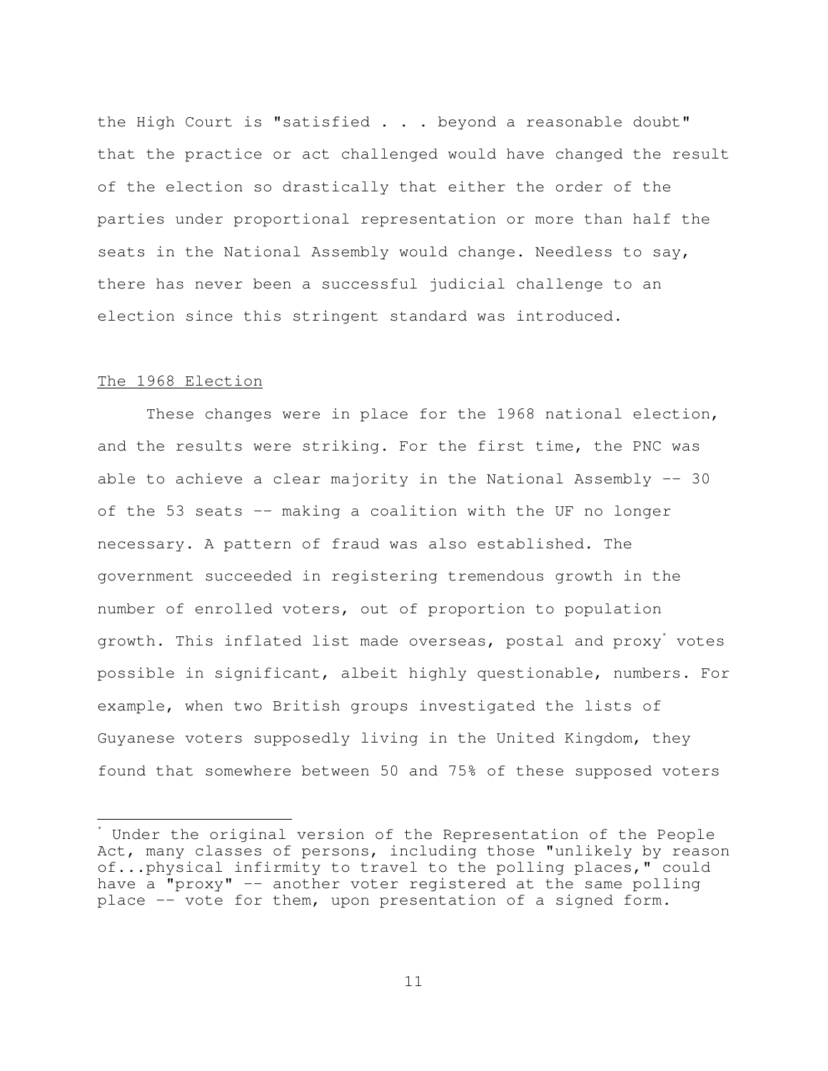the High Court is "satisfied . . . beyond a reasonable doubt" that the practice or act challenged would have changed the result of the election so drastically that either the order of the parties under proportional representation or more than half the seats in the National Assembly would change. Needless to say, there has never been a successful judicial challenge to an election since this stringent standard was introduced.

## The 1968 Election

These changes were in place for the 1968 national election, and the results were striking. For the first time, the PNC was able to achieve a clear majority in the National Assembly -- 30 of the 53 seats -- making a coalition with the UF no longer necessary. A pattern of fraud was also established. The government succeeded in registering tremendous growth in the number of enrolled voters, out of proportion to population growth. This inflated list made overseas, postal and proxy* votes possible in significant, albeit highly questionable, numbers. For example, when two British groups investigated the lists of Guyanese voters supposedly living in the United Kingdom, they found that somewhere between 50 and 75% of these supposed voters

---

* Under the original version of the Representation of the People Act, many classes of persons, including those "unlikely by reason of...physical infirmity to travel to the polling places," could have a "proxy" -- another voter registered at the same polling place -- vote for them, upon presentation of a signed form.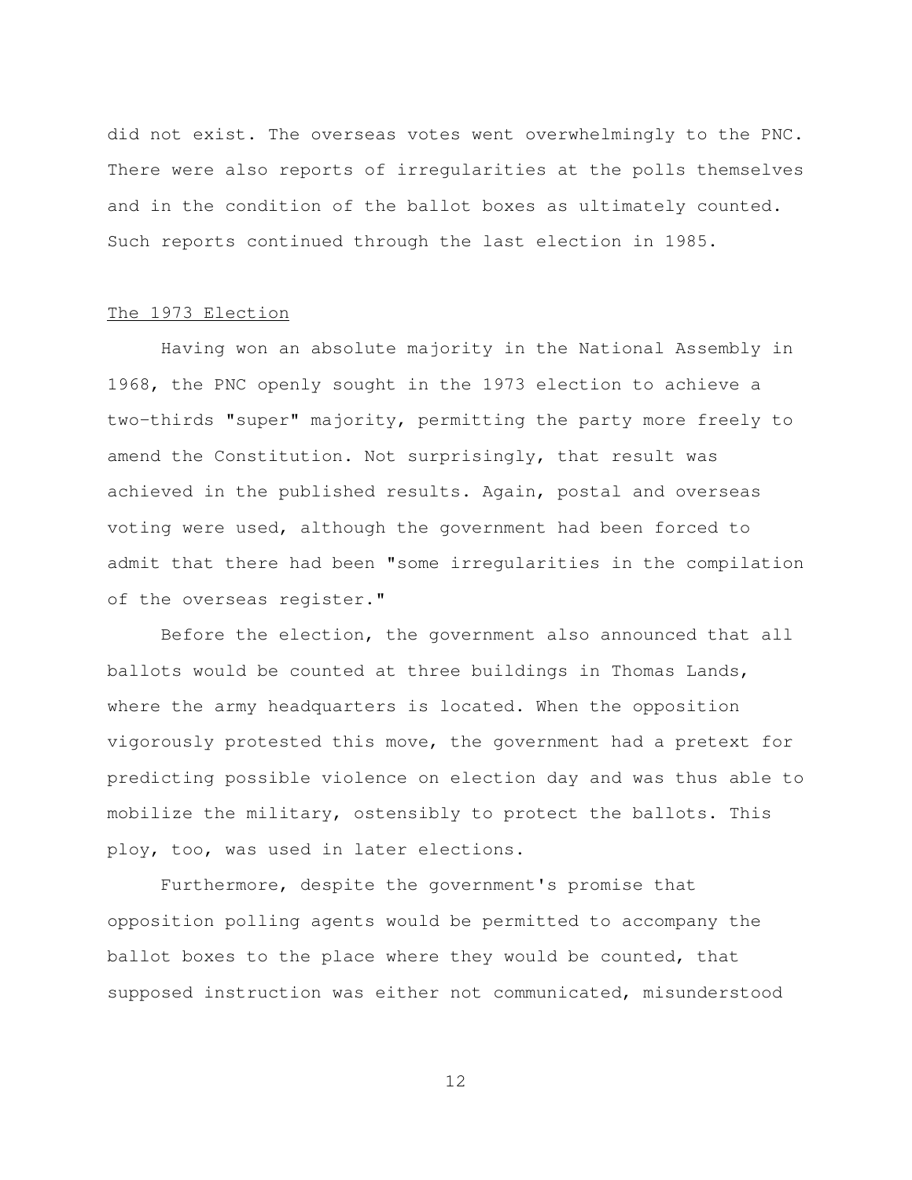did not exist. The overseas votes went overwhelmingly to the PNC. There were also reports of irregularities at the polls themselves and in the condition of the ballot boxes as ultimately counted. Such reports continued through the last election in 1985.

## The 1973 Election

Having won an absolute majority in the National Assembly in 1968, the PNC openly sought in the 1973 election to achieve a two-thirds "super" majority, permitting the party more freely to amend the Constitution. Not surprisingly, that result was achieved in the published results. Again, postal and overseas voting were used, although the government had been forced to admit that there had been "some irregularities in the compilation of the overseas register."

Before the election, the government also announced that all ballots would be counted at three buildings in Thomas Lands, where the army headquarters is located. When the opposition vigorously protested this move, the government had a pretext for predicting possible violence on election day and was thus able to mobilize the military, ostensibly to protect the ballots. This ploy, too, was used in later elections.

Furthermore, despite the government's promise that opposition polling agents would be permitted to accompany the ballot boxes to the place where they would be counted, that supposed instruction was either not communicated, misunderstood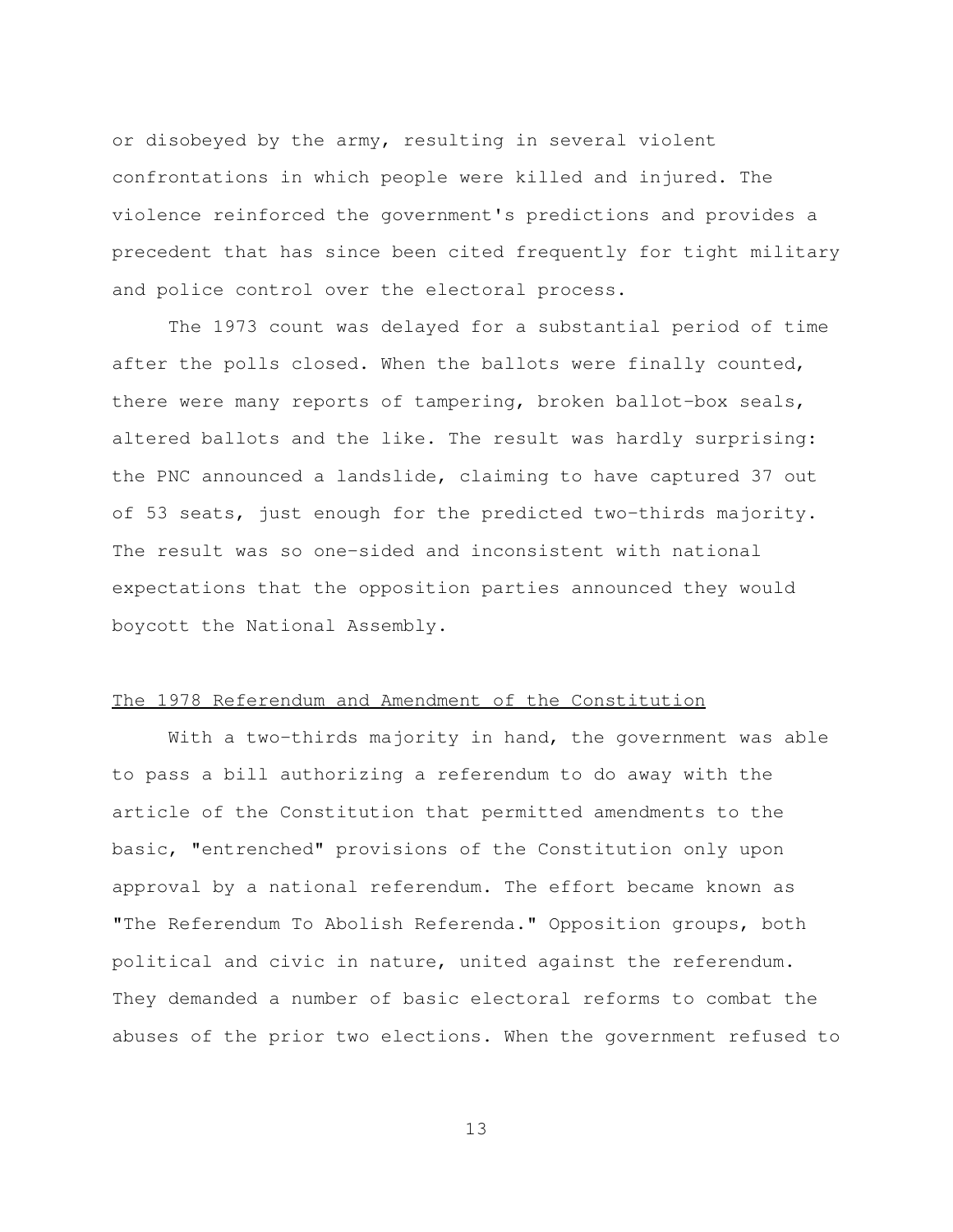or disobeyed by the army, resulting in several violent confrontations in which people were killed and injured. The violence reinforced the government's predictions and provides a precedent that has since been cited frequently for tight military and police control over the electoral process.

The 1973 count was delayed for a substantial period of time after the polls closed. When the ballots were finally counted, there were many reports of tampering, broken ballot-box seals, altered ballots and the like. The result was hardly surprising: the PNC announced a landslide, claiming to have captured 37 out of 53 seats, just enough for the predicted two-thirds majority. The result was so one-sided and inconsistent with national expectations that the opposition parties announced they would boycott the National Assembly.

## The 1978 Referendum and Amendment of the Constitution

With a two-thirds majority in hand, the government was able to pass a bill authorizing a referendum to do away with the article of the Constitution that permitted amendments to the basic, "entrenched" provisions of the Constitution only upon approval by a national referendum. The effort became known as "The Referendum To Abolish Referenda." Opposition groups, both political and civic in nature, united against the referendum. They demanded a number of basic electoral reforms to combat the abuses of the prior two elections. When the government refused to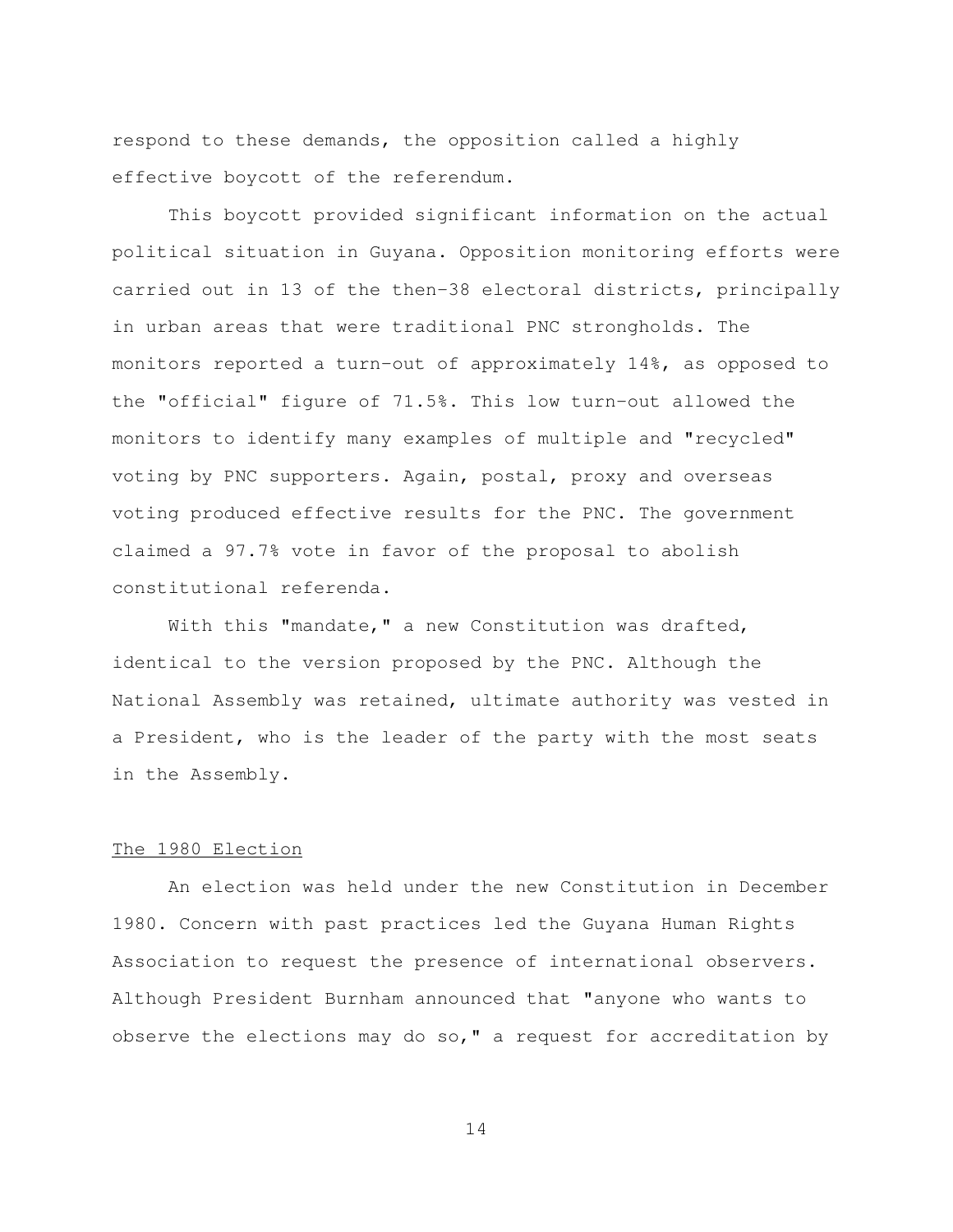respond to these demands, the opposition called a highly effective boycott of the referendum.

This boycott provided significant information on the actual political situation in Guyana. Opposition monitoring efforts were carried out in 13 of the then-38 electoral districts, principally in urban areas that were traditional PNC strongholds. The monitors reported a turn-out of approximately 14%, as opposed to the "official" figure of 71.5%. This low turn-out allowed the monitors to identify many examples of multiple and "recycled" voting by PNC supporters. Again, postal, proxy and overseas voting produced effective results for the PNC. The government claimed a 97.7% vote in favor of the proposal to abolish constitutional referenda.

With this "mandate," a new Constitution was drafted, identical to the version proposed by the PNC. Although the National Assembly was retained, ultimate authority was vested in a President, who is the leader of the party with the most seats in the Assembly.

## The 1980 Election

An election was held under the new Constitution in December 1980. Concern with past practices led the Guyana Human Rights Association to request the presence of international observers. Although President Burnham announced that "anyone who wants to observe the elections may do so," a request for accreditation by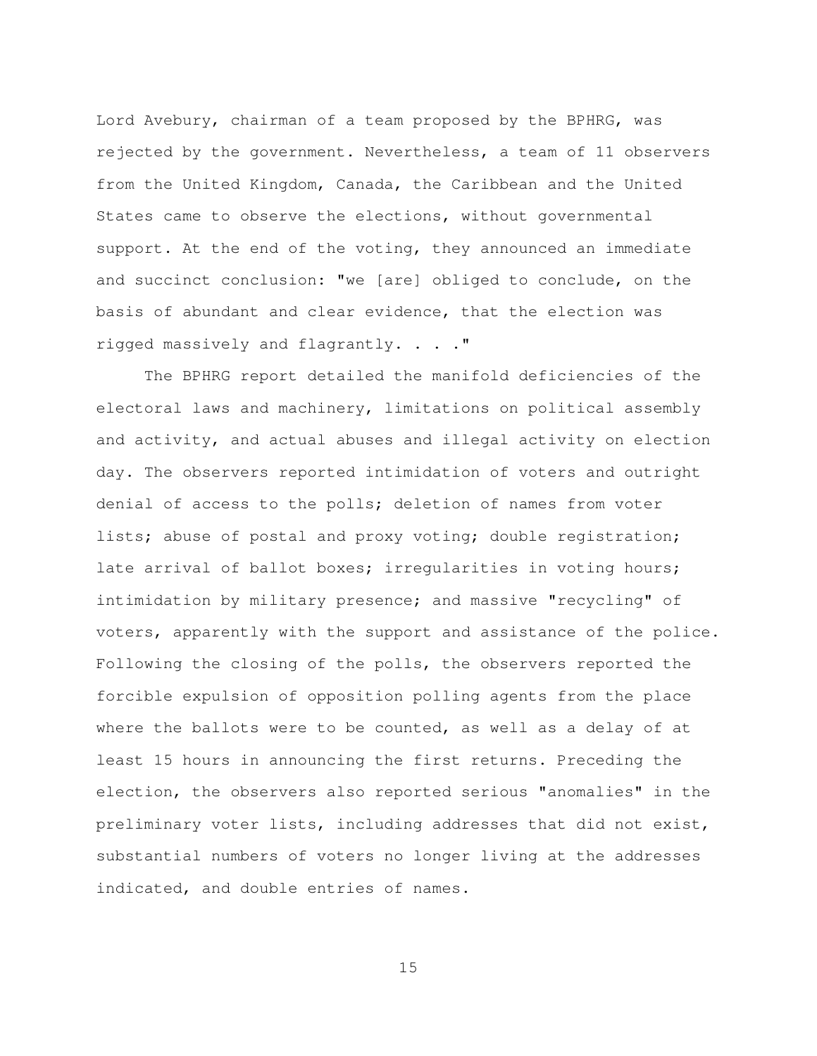Lord Avebury, chairman of a team proposed by the BPHRG, was rejected by the government. Nevertheless, a team of 11 observers from the United Kingdom, Canada, the Caribbean and the United States came to observe the elections, without governmental support. At the end of the voting, they announced an immediate and succinct conclusion: "we [are] obliged to conclude, on the basis of abundant and clear evidence, that the election was rigged massively and flagrantly. . . ."

The BPHRG report detailed the manifold deficiencies of the electoral laws and machinery, limitations on political assembly and activity, and actual abuses and illegal activity on election day. The observers reported intimidation of voters and outright denial of access to the polls; deletion of names from voter lists; abuse of postal and proxy voting; double registration; late arrival of ballot boxes; irregularities in voting hours; intimidation by military presence; and massive "recycling" of voters, apparently with the support and assistance of the police. Following the closing of the polls, the observers reported the forcible expulsion of opposition polling agents from the place where the ballots were to be counted, as well as a delay of at least 15 hours in announcing the first returns. Preceding the election, the observers also reported serious "anomalies" in the preliminary voter lists, including addresses that did not exist, substantial numbers of voters no longer living at the addresses indicated, and double entries of names.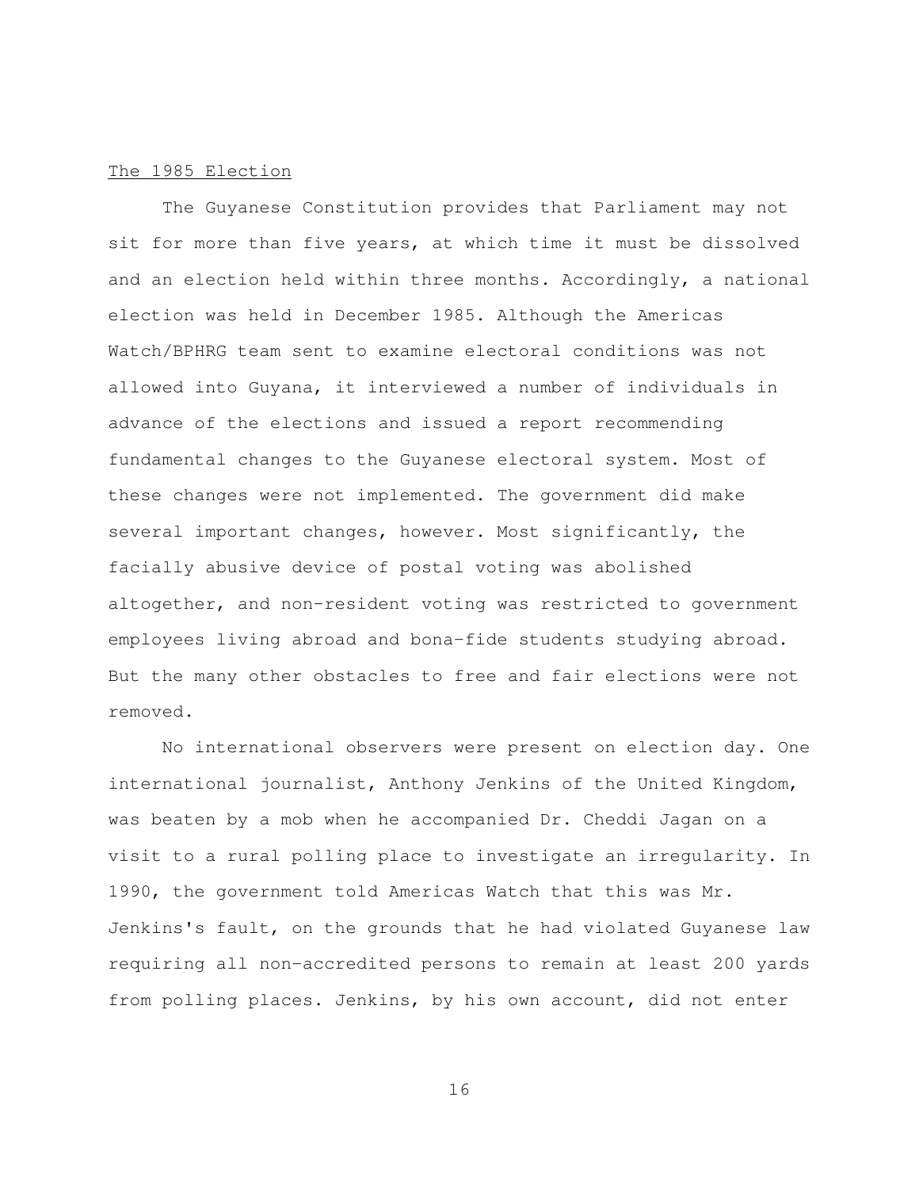The 1985 Election

The Guyanese Constitution provides that Parliament may not sit for more than five years, at which time it must be dissolved and an election held within three months. Accordingly, a national election was held in December 1985. Although the Americas Watch/BPHRG team sent to examine electoral conditions was not allowed into Guyana, it interviewed a number of individuals in advance of the elections and issued a report recommending fundamental changes to the Guyanese electoral system. Most of these changes were not implemented. The government did make several important changes, however. Most significantly, the facially abusive device of postal voting was abolished altogether, and non-resident voting was restricted to government employees living abroad and bona-fide students studying abroad. But the many other obstacles to free and fair elections were not removed.

No international observers were present on election day. One international journalist, Anthony Jenkins of the United Kingdom, was beaten by a mob when he accompanied Dr. Cheddi Jagan on a visit to a rural polling place to investigate an irregularity. In 1990, the government told Americas Watch that this was Mr. Jenkins's fault, on the grounds that he had violated Guyanese law requiring all non-accredited persons to remain at least 200 yards from polling places. Jenkins, by his own account, did not enter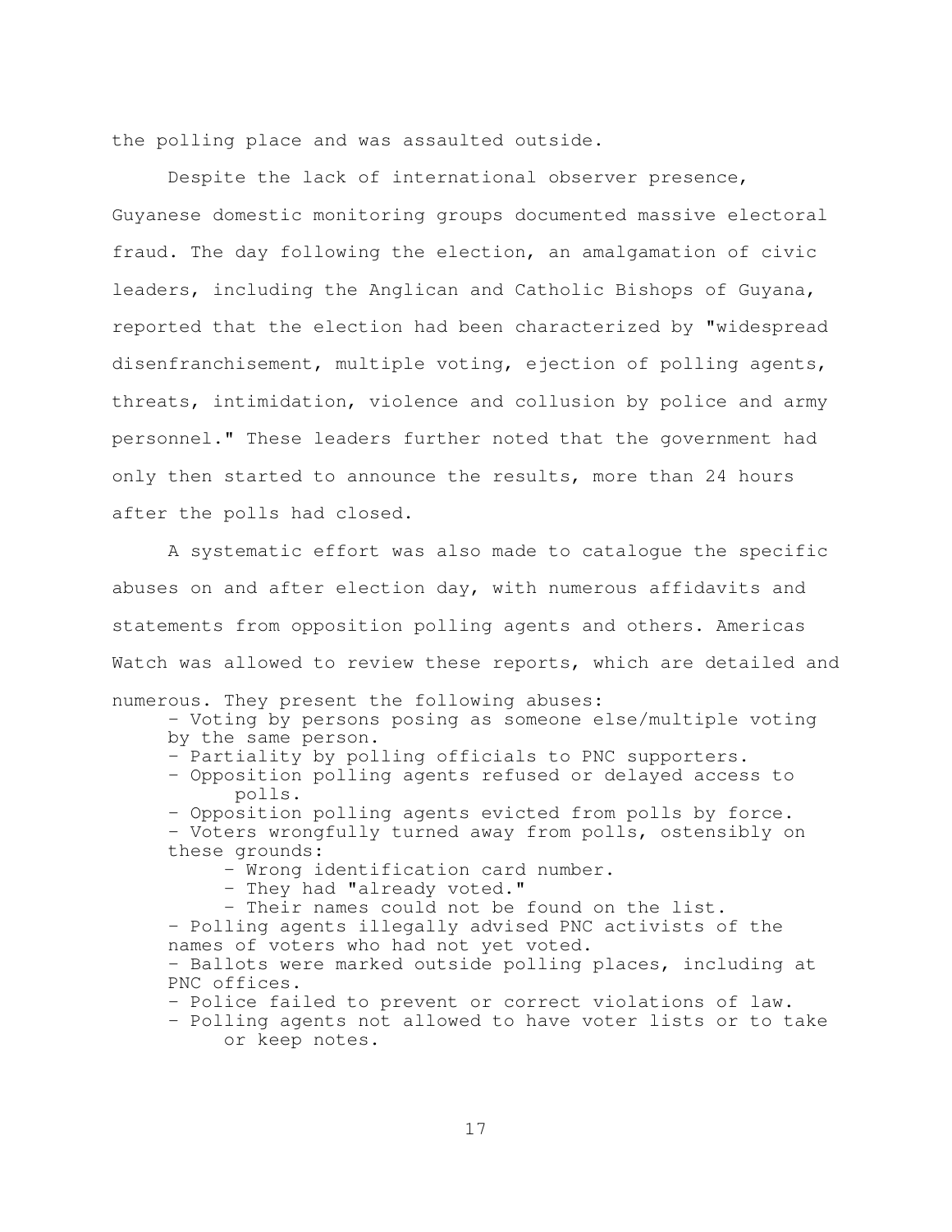the polling place and was assaulted outside.

Despite the lack of international observer presence, Guyanese domestic monitoring groups documented massive electoral fraud. The day following the election, an amalgamation of civic leaders, including the Anglican and Catholic Bishops of Guyana, reported that the election had been characterized by "widespread disenfranchisement, multiple voting, ejection of polling agents, threats, intimidation, violence and collusion by police and army personnel." These leaders further noted that the government had only then started to announce the results, more than 24 hours after the polls had closed.

A systematic effort was also made to catalogue the specific abuses on and after election day, with numerous affidavits and statements from opposition polling agents and others. Americas Watch was allowed to review these reports, which are detailed and numerous. They present the following abuses:

- Voting by persons posing as someone else/multiple voting by the same person.
- Partiality by polling officials to PNC supporters.
- Opposition polling agents refused or delayed access to polls.
- Opposition polling agents evicted from polls by force.
- Voters wrongfully turned away from polls, ostensibly on these grounds:
    - Wrong identification card number.
    - They had "already voted."
    - Their names could not be found on the list.
- Polling agents illegally advised PNC activists of the names of voters who had not yet voted.
- Ballots were marked outside polling places, including at PNC offices.
- Police failed to prevent or correct violations of law.
- Polling agents not allowed to have voter lists or to take or keep notes.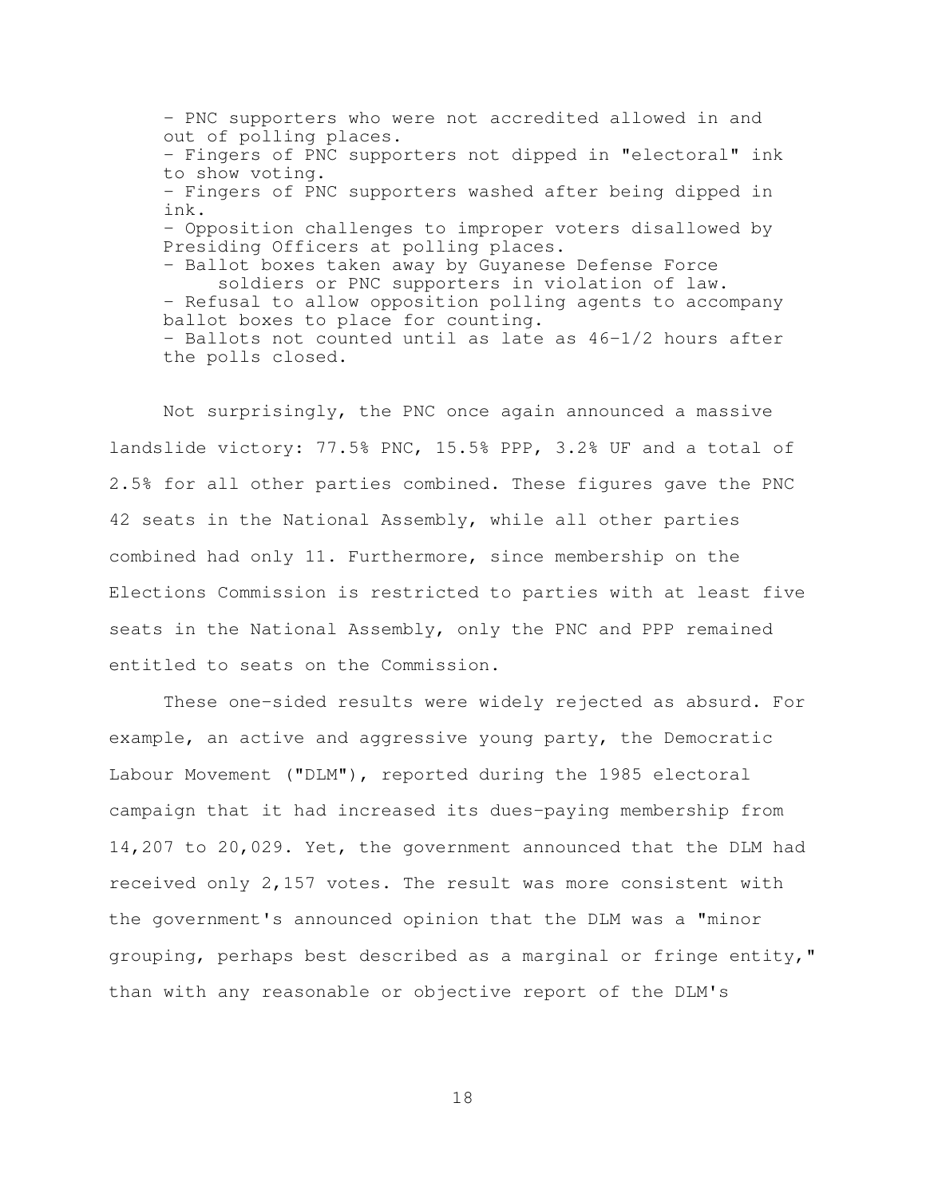- PNC supporters who were not accredited allowed in and out of polling places.
- Fingers of PNC supporters not dipped in "electoral" ink to show voting.
- Fingers of PNC supporters washed after being dipped in ink.
- Opposition challenges to improper voters disallowed by Presiding Officers at polling places.
- Ballot boxes taken away by Guyanese Defense Force soldiers or PNC supporters in violation of law.
- Refusal to allow opposition polling agents to accompany ballot boxes to place for counting.
- Ballots not counted until as late as 46-1/2 hours after the polls closed.

Not surprisingly, the PNC once again announced a massive landslide victory: 77.5% PNC, 15.5% PPP, 3.2% UF and a total of 2.5% for all other parties combined. These figures gave the PNC 42 seats in the National Assembly, while all other parties combined had only 11. Furthermore, since membership on the Elections Commission is restricted to parties with at least five seats in the National Assembly, only the PNC and PPP remained entitled to seats on the Commission.

These one-sided results were widely rejected as absurd. For example, an active and aggressive young party, the Democratic Labour Movement ("DLM"), reported during the 1985 electoral campaign that it had increased its dues-paying membership from 14,207 to 20,029. Yet, the government announced that the DLM had received only 2,157 votes. The result was more consistent with the government's announced opinion that the DLM was a "minor grouping, perhaps best described as a marginal or fringe entity," than with any reasonable or objective report of the DLM's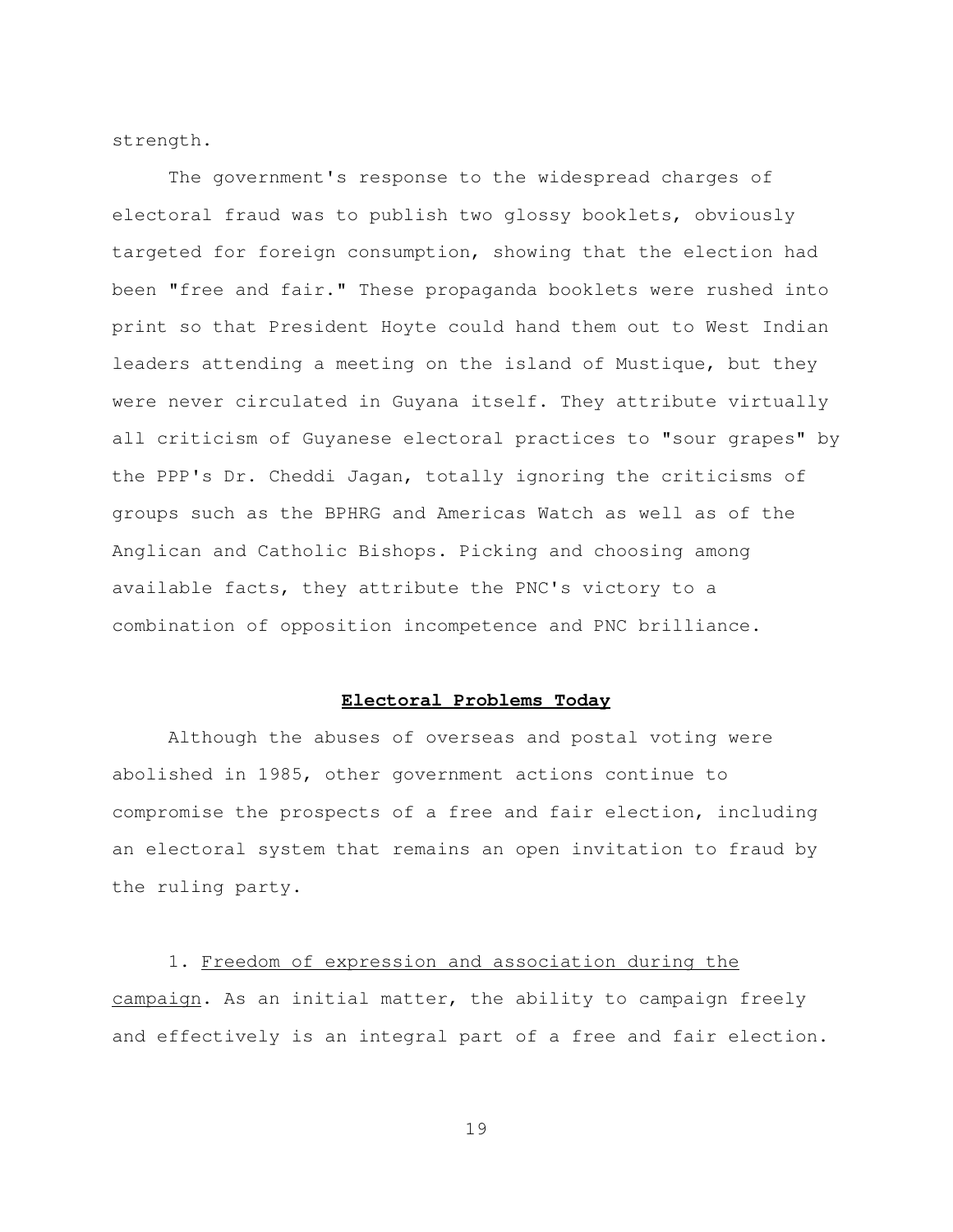strength.

The government's response to the widespread charges of electoral fraud was to publish two glossy booklets, obviously targeted for foreign consumption, showing that the election had been "free and fair." These propaganda booklets were rushed into print so that President Hoyte could hand them out to West Indian leaders attending a meeting on the island of Mustique, but they were never circulated in Guyana itself. They attribute virtually all criticism of Guyanese electoral practices to "sour grapes" by the PPP's Dr. Cheddi Jagan, totally ignoring the criticisms of groups such as the BPHRG and Americas Watch as well as of the Anglican and Catholic Bishops. Picking and choosing among available facts, they attribute the PNC's victory to a combination of opposition incompetence and PNC brilliance.

## Electoral Problems Today

Although the abuses of overseas and postal voting were abolished in 1985, other government actions continue to compromise the prospects of a free and fair election, including an electoral system that remains an open invitation to fraud by the ruling party.

1. Freedom of expression and association during the campaign. As an initial matter, the ability to campaign freely and effectively is an integral part of a free and fair election.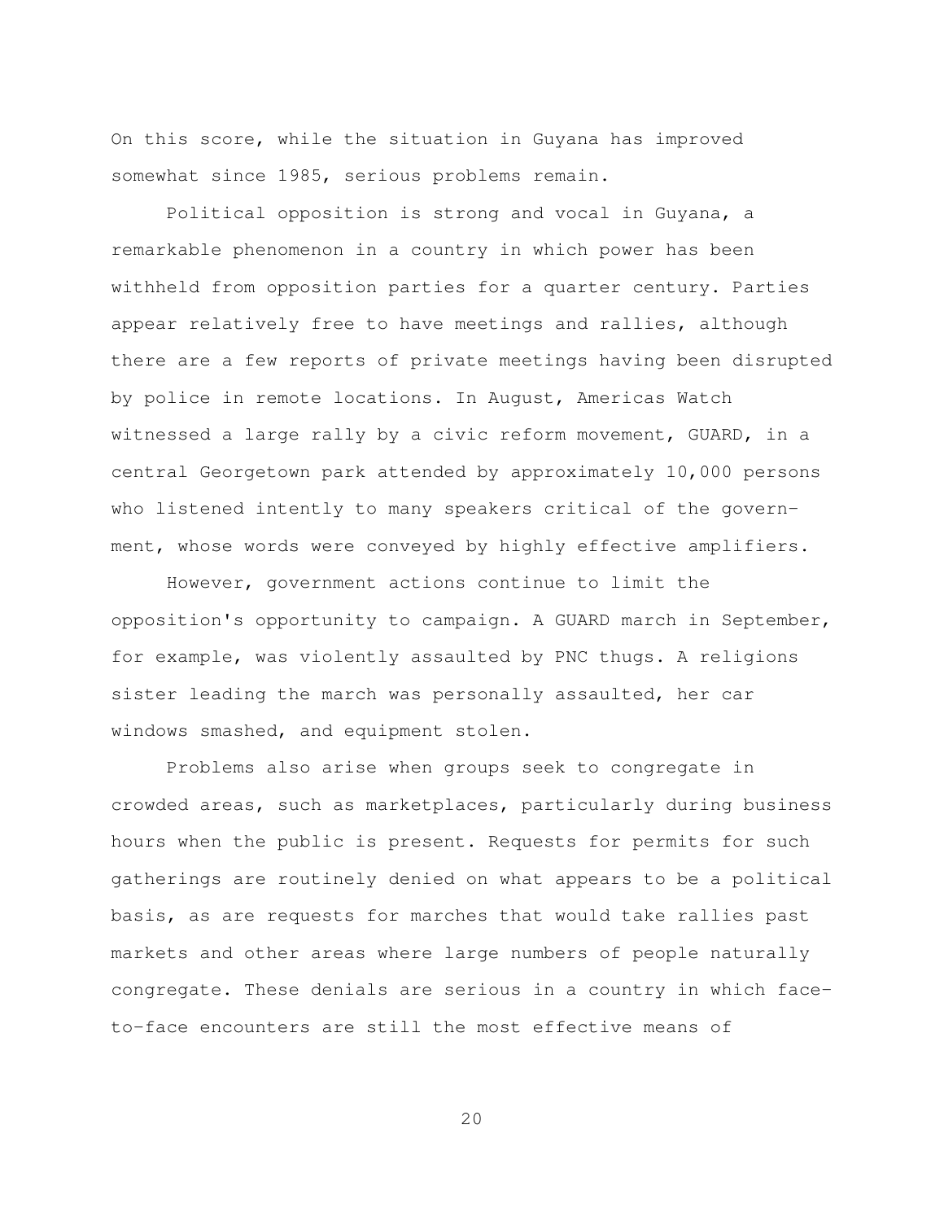On this score, while the situation in Guyana has improved somewhat since 1985, serious problems remain.

Political opposition is strong and vocal in Guyana, a remarkable phenomenon in a country in which power has been withheld from opposition parties for a quarter century. Parties appear relatively free to have meetings and rallies, although there are a few reports of private meetings having been disrupted by police in remote locations. In August, Americas Watch witnessed a large rally by a civic reform movement, GUARD, in a central Georgetown park attended by approximately 10,000 persons who listened intently to many speakers critical of the government, whose words were conveyed by highly effective amplifiers.

However, government actions continue to limit the opposition's opportunity to campaign. A GUARD march in September, for example, was violently assaulted by PNC thugs. A religions sister leading the march was personally assaulted, her car windows smashed, and equipment stolen.

Problems also arise when groups seek to congregate in crowded areas, such as marketplaces, particularly during business hours when the public is present. Requests for permits for such gatherings are routinely denied on what appears to be a political basis, as are requests for marches that would take rallies past markets and other areas where large numbers of people naturally congregate. These denials are serious in a country in which face-to-face encounters are still the most effective means of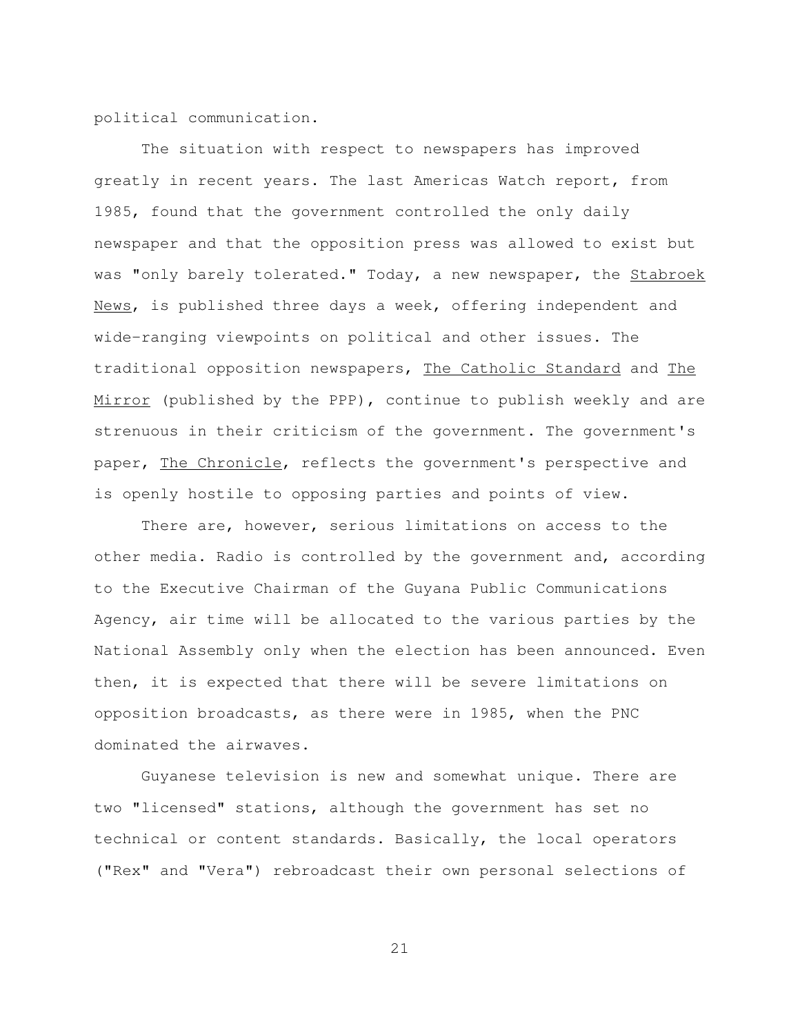political communication.

The situation with respect to newspapers has improved greatly in recent years. The last Americas Watch report, from 1985, found that the government controlled the only daily newspaper and that the opposition press was allowed to exist but was "only barely tolerated." Today, a new newspaper, the _Stabroek News_, is published three days a week, offering independent and wide-ranging viewpoints on political and other issues. The traditional opposition newspapers, _The Catholic Standard_ and _The Mirror_ (published by the PPP), continue to publish weekly and are strenuous in their criticism of the government. The government's paper, _The Chronicle_, reflects the government's perspective and is openly hostile to opposing parties and points of view.

There are, however, serious limitations on access to the other media. Radio is controlled by the government and, according to the Executive Chairman of the Guyana Public Communications Agency, air time will be allocated to the various parties by the National Assembly only when the election has been announced. Even then, it is expected that there will be severe limitations on opposition broadcasts, as there were in 1985, when the PNC dominated the airwaves.

Guyanese television is new and somewhat unique. There are two "licensed" stations, although the government has set no technical or content standards. Basically, the local operators ("Rex" and "Vera") rebroadcast their own personal selections of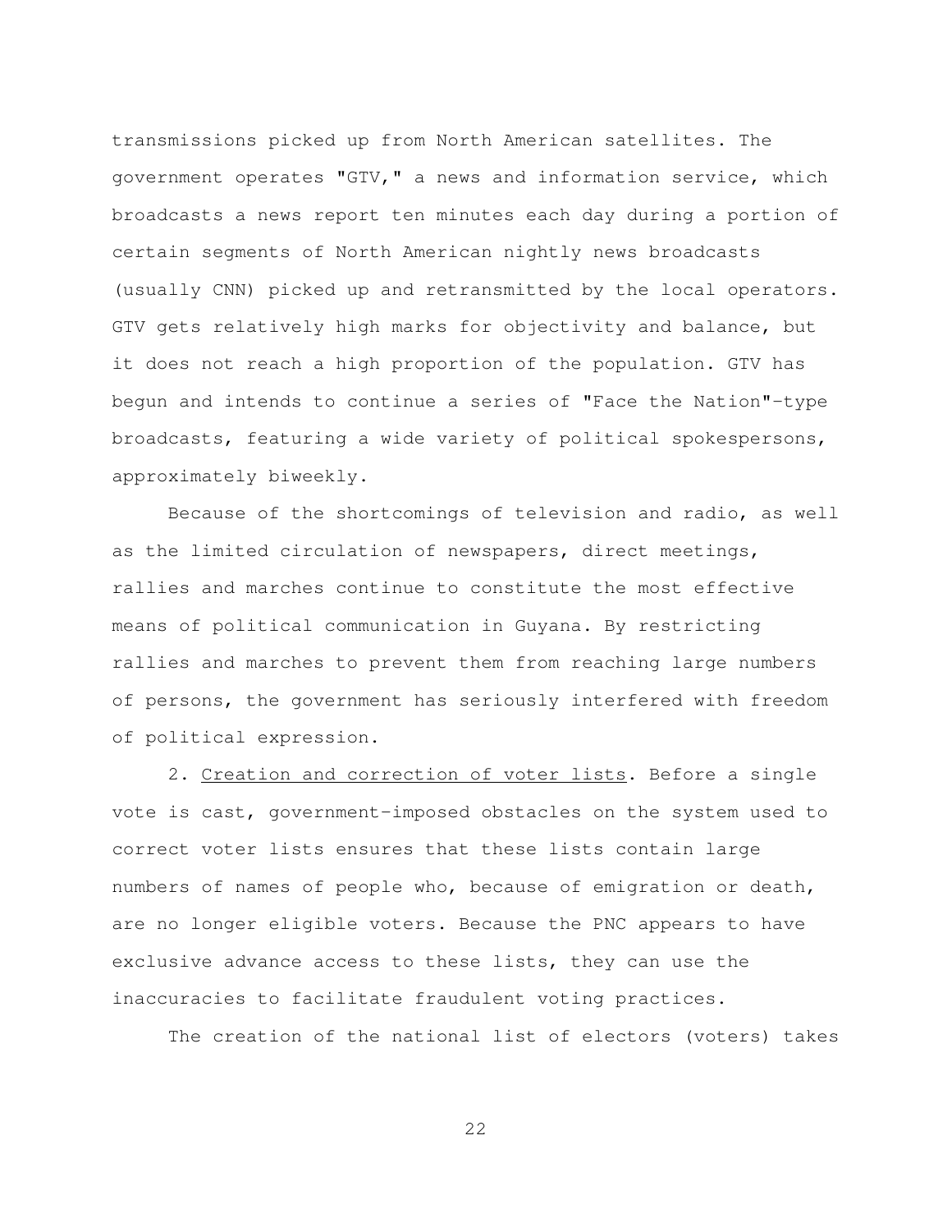transmissions picked up from North American satellites. The government operates "GTV," a news and information service, which broadcasts a news report ten minutes each day during a portion of certain segments of North American nightly news broadcasts (usually CNN) picked up and retransmitted by the local operators. GTV gets relatively high marks for objectivity and balance, but it does not reach a high proportion of the population. GTV has begun and intends to continue a series of "Face the Nation"-type broadcasts, featuring a wide variety of political spokespersons, approximately biweekly.

Because of the shortcomings of television and radio, as well as the limited circulation of newspapers, direct meetings, rallies and marches continue to constitute the most effective means of political communication in Guyana. By restricting rallies and marches to prevent them from reaching large numbers of persons, the government has seriously interfered with freedom of political expression.

2. Creation and correction of voter lists. Before a single vote is cast, government-imposed obstacles on the system used to correct voter lists ensures that these lists contain large numbers of names of people who, because of emigration or death, are no longer eligible voters. Because the PNC appears to have exclusive advance access to these lists, they can use the inaccuracies to facilitate fraudulent voting practices.

The creation of the national list of electors (voters) takes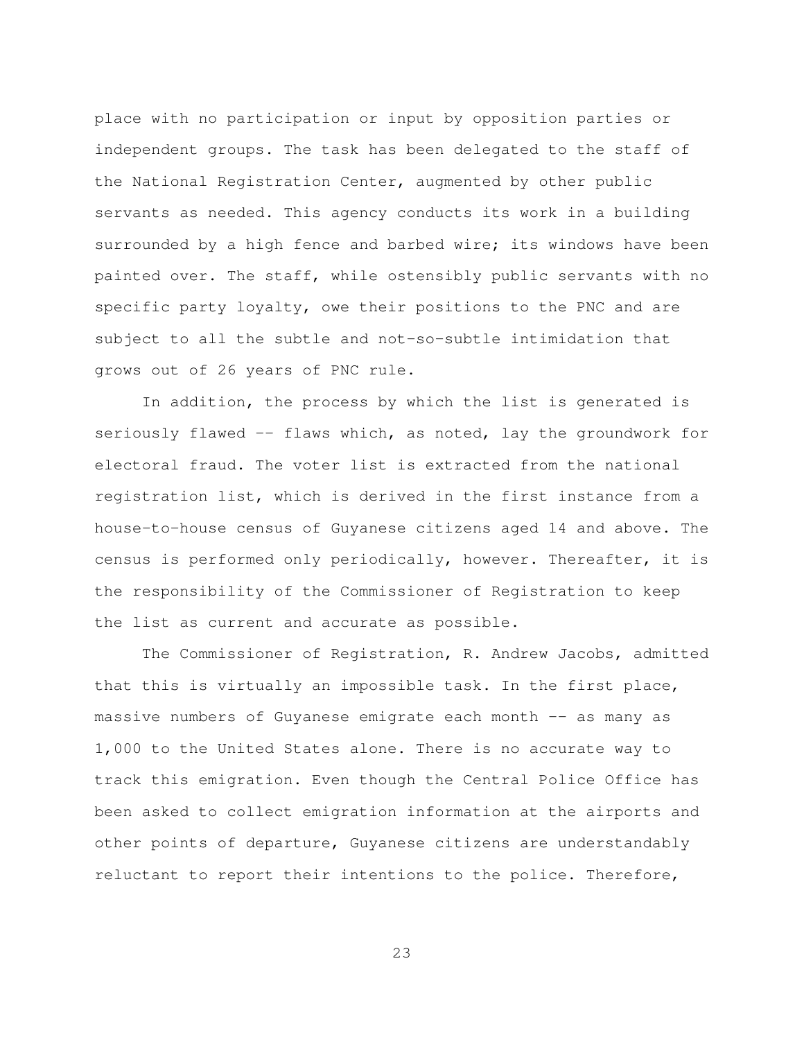place with no participation or input by opposition parties or independent groups. The task has been delegated to the staff of the National Registration Center, augmented by other public servants as needed. This agency conducts its work in a building surrounded by a high fence and barbed wire; its windows have been painted over. The staff, while ostensibly public servants with no specific party loyalty, owe their positions to the PNC and are subject to all the subtle and not-so-subtle intimidation that grows out of 26 years of PNC rule.

In addition, the process by which the list is generated is seriously flawed -- flaws which, as noted, lay the groundwork for electoral fraud. The voter list is extracted from the national registration list, which is derived in the first instance from a house-to-house census of Guyanese citizens aged 14 and above. The census is performed only periodically, however. Thereafter, it is the responsibility of the Commissioner of Registration to keep the list as current and accurate as possible.

The Commissioner of Registration, R. Andrew Jacobs, admitted that this is virtually an impossible task. In the first place, massive numbers of Guyanese emigrate each month -- as many as 1,000 to the United States alone. There is no accurate way to track this emigration. Even though the Central Police Office has been asked to collect emigration information at the airports and other points of departure, Guyanese citizens are understandably reluctant to report their intentions to the police. Therefore,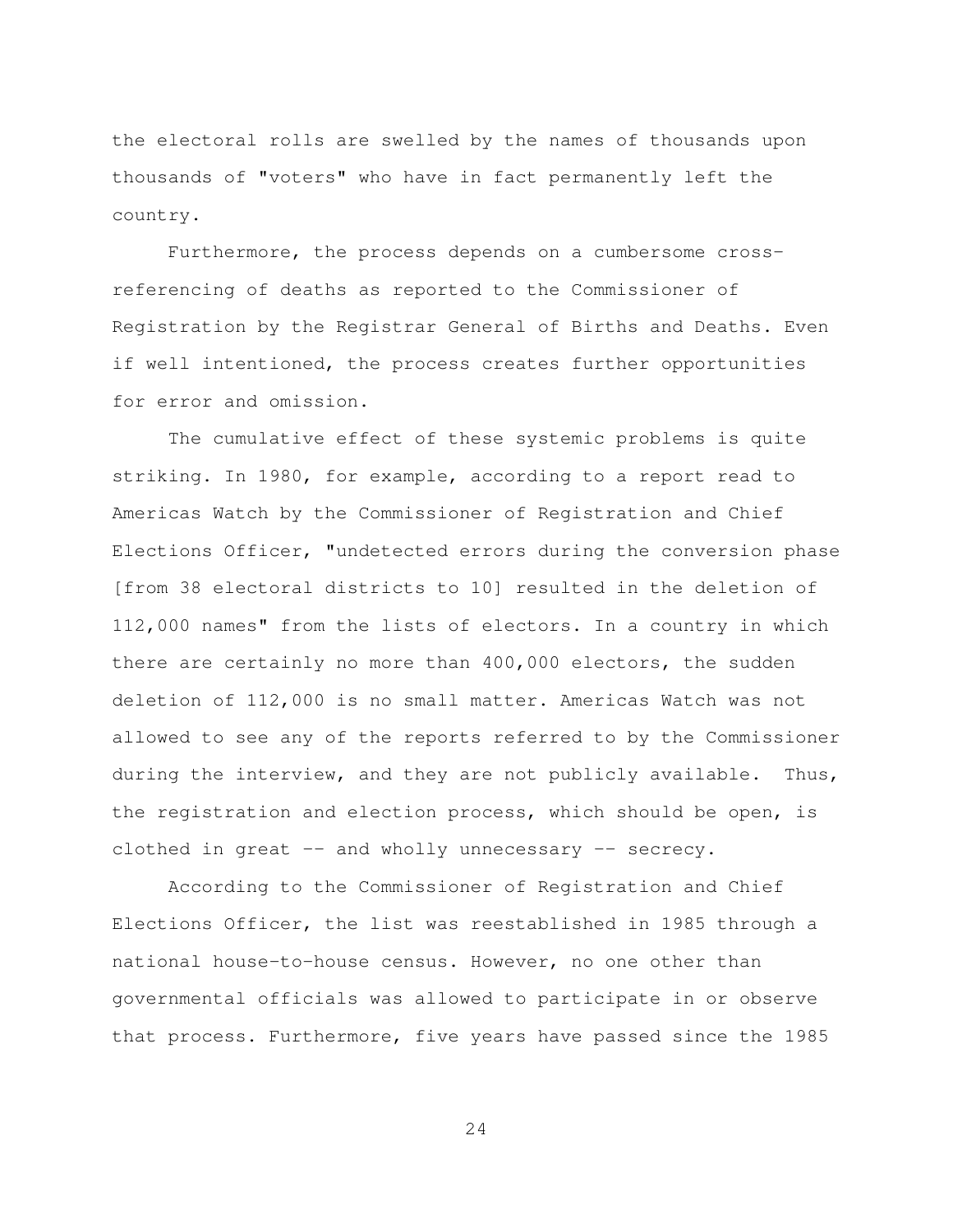the electoral rolls are swelled by the names of thousands upon thousands of "voters" who have in fact permanently left the country.

Furthermore, the process depends on a cumbersome cross-referencing of deaths as reported to the Commissioner of Registration by the Registrar General of Births and Deaths. Even if well intentioned, the process creates further opportunities for error and omission.

The cumulative effect of these systemic problems is quite striking. In 1980, for example, according to a report read to Americas Watch by the Commissioner of Registration and Chief Elections Officer, "undetected errors during the conversion phase [from 38 electoral districts to 10] resulted in the deletion of 112,000 names" from the lists of electors. In a country in which there are certainly no more than 400,000 electors, the sudden deletion of 112,000 is no small matter. Americas Watch was not allowed to see any of the reports referred to by the Commissioner during the interview, and they are not publicly available. Thus, the registration and election process, which should be open, is clothed in great -- and wholly unnecessary -- secrecy.

According to the Commissioner of Registration and Chief Elections Officer, the list was reestablished in 1985 through a national house-to-house census. However, no one other than governmental officials was allowed to participate in or observe that process. Furthermore, five years have passed since the 1985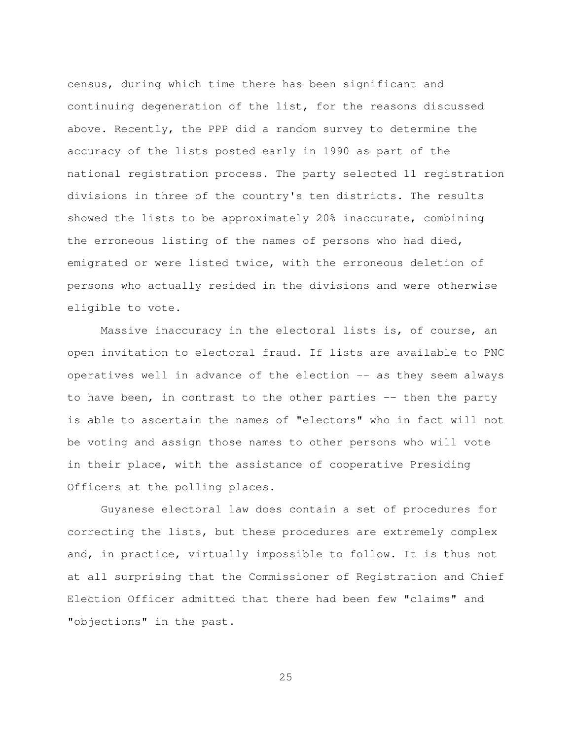census, during which time there has been significant and continuing degeneration of the list, for the reasons discussed above. Recently, the PPP did a random survey to determine the accuracy of the lists posted early in 1990 as part of the national registration process. The party selected 11 registration divisions in three of the country's ten districts. The results showed the lists to be approximately 20% inaccurate, combining the erroneous listing of the names of persons who had died, emigrated or were listed twice, with the erroneous deletion of persons who actually resided in the divisions and were otherwise eligible to vote.

Massive inaccuracy in the electoral lists is, of course, an open invitation to electoral fraud. If lists are available to PNC operatives well in advance of the election -- as they seem always to have been, in contrast to the other parties -- then the party is able to ascertain the names of "electors" who in fact will not be voting and assign those names to other persons who will vote in their place, with the assistance of cooperative Presiding Officers at the polling places.

Guyanese electoral law does contain a set of procedures for correcting the lists, but these procedures are extremely complex and, in practice, virtually impossible to follow. It is thus not at all surprising that the Commissioner of Registration and Chief Election Officer admitted that there had been few "claims" and "objections" in the past.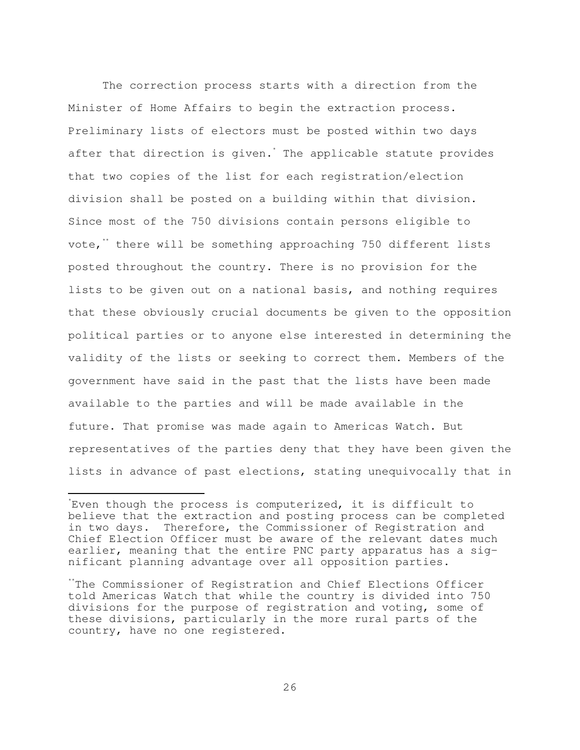The correction process starts with a direction from the Minister of Home Affairs to begin the extraction process. Preliminary lists of electors must be posted within two days after that direction is given.* The applicable statute provides that two copies of the list for each registration/election division shall be posted on a building within that division. Since most of the 750 divisions contain persons eligible to vote,** there will be something approaching 750 different lists posted throughout the country. There is no provision for the lists to be given out on a national basis, and nothing requires that these obviously crucial documents be given to the opposition political parties or to anyone else interested in determining the validity of the lists or seeking to correct them. Members of the government have said in the past that the lists have been made available to the parties and will be made available in the future. That promise was made again to Americas Watch. But representatives of the parties deny that they have been given the lists in advance of past elections, stating unequivocally that in

---

*Even though the process is computerized, it is difficult to believe that the extraction and posting process can be completed in two days. Therefore, the Commissioner of Registration and Chief Election Officer must be aware of the relevant dates much earlier, meaning that the entire PNC party apparatus has a significant planning advantage over all opposition parties.

**The Commissioner of Registration and Chief Elections Officer told Americas Watch that while the country is divided into 750 divisions for the purpose of registration and voting, some of these divisions, particularly in the more rural parts of the country, have no one registered.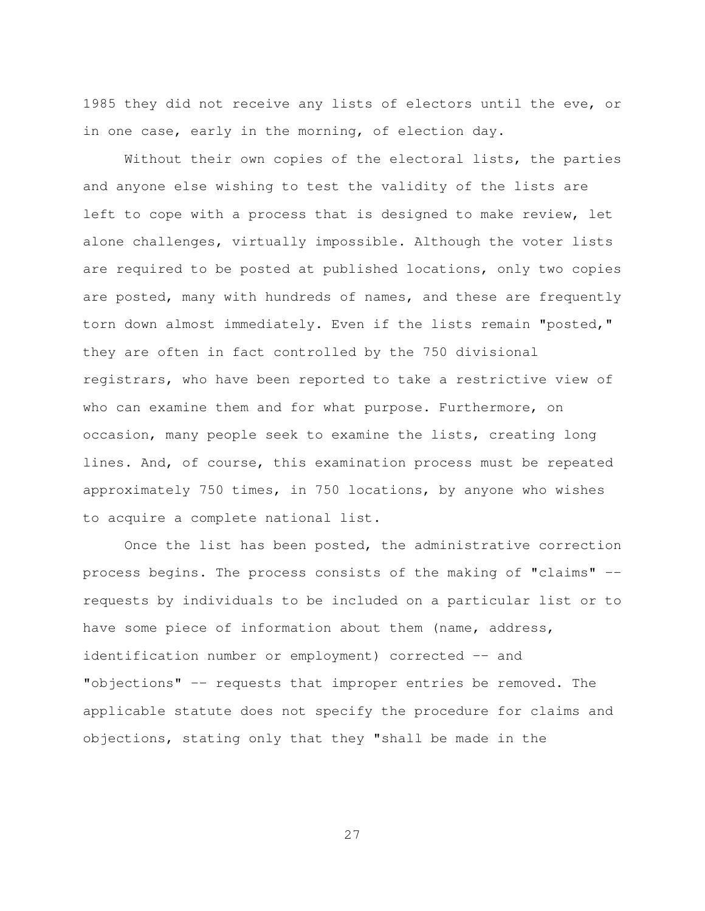1985 they did not receive any lists of electors until the eve, or in one case, early in the morning, of election day.

Without their own copies of the electoral lists, the parties and anyone else wishing to test the validity of the lists are left to cope with a process that is designed to make review, let alone challenges, virtually impossible. Although the voter lists are required to be posted at published locations, only two copies are posted, many with hundreds of names, and these are frequently torn down almost immediately. Even if the lists remain "posted," they are often in fact controlled by the 750 divisional registrars, who have been reported to take a restrictive view of who can examine them and for what purpose. Furthermore, on occasion, many people seek to examine the lists, creating long lines. And, of course, this examination process must be repeated approximately 750 times, in 750 locations, by anyone who wishes to acquire a complete national list.

Once the list has been posted, the administrative correction process begins. The process consists of the making of "claims" -- requests by individuals to be included on a particular list or to have some piece of information about them (name, address, identification number or employment) corrected -- and "objections" -- requests that improper entries be removed. The applicable statute does not specify the procedure for claims and objections, stating only that they "shall be made in the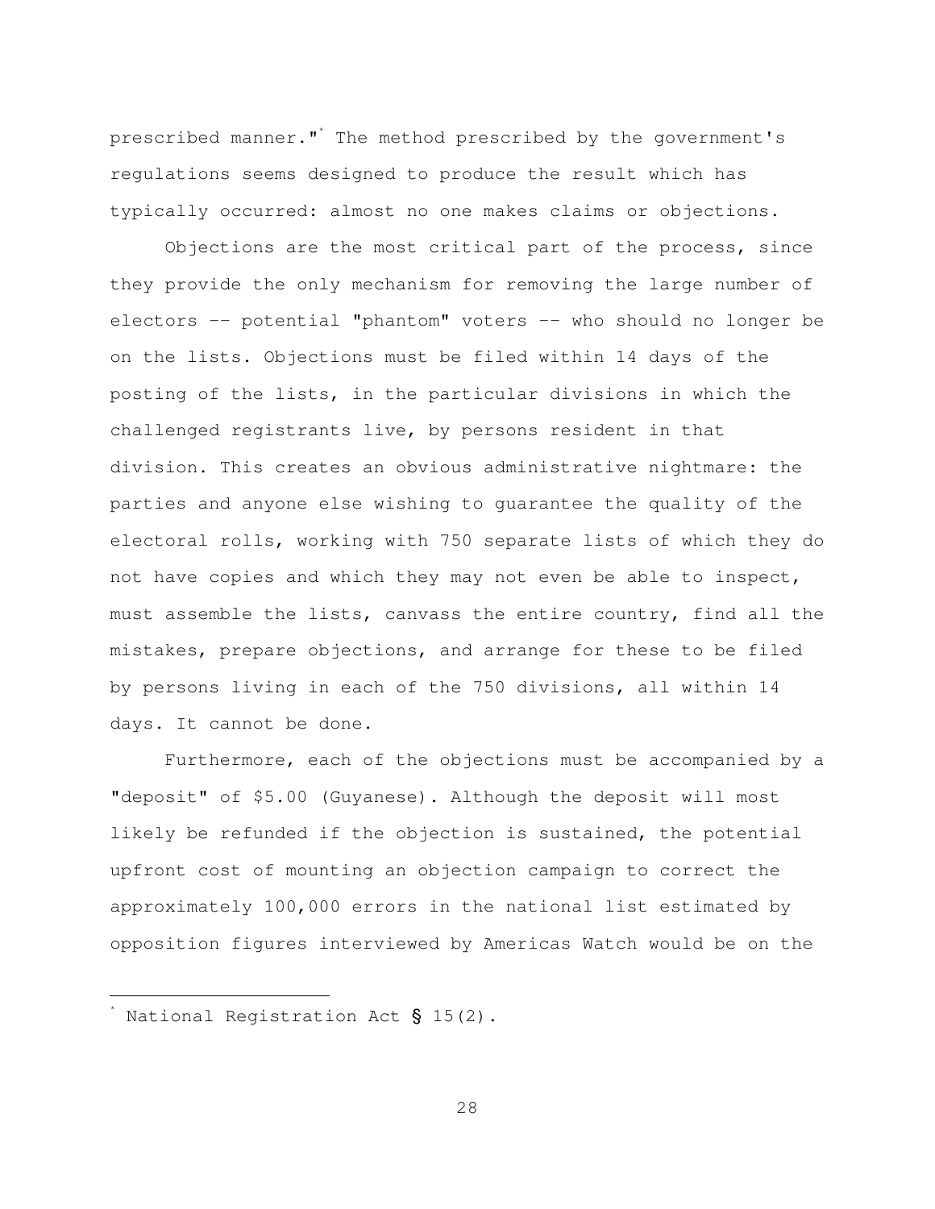prescribed manner."[*] The method prescribed by the government's regulations seems designed to produce the result which has typically occurred: almost no one makes claims or objections.

Objections are the most critical part of the process, since they provide the only mechanism for removing the large number of electors -- potential "phantom" voters -- who should no longer be on the lists. Objections must be filed within 14 days of the posting of the lists, in the particular divisions in which the challenged registrants live, by persons resident in that division. This creates an obvious administrative nightmare: the parties and anyone else wishing to guarantee the quality of the electoral rolls, working with 750 separate lists of which they do not have copies and which they may not even be able to inspect, must assemble the lists, canvass the entire country, find all the mistakes, prepare objections, and arrange for these to be filed by persons living in each of the 750 divisions, all within 14 days. It cannot be done.

Furthermore, each of the objections must be accompanied by a "deposit" of $5.00 (Guyanese). Although the deposit will most likely be refunded if the objection is sustained, the potential upfront cost of mounting an objection campaign to correct the approximately 100,000 errors in the national list estimated by opposition figures interviewed by Americas Watch would be on the

---

[*] National Registration Act § 15(2).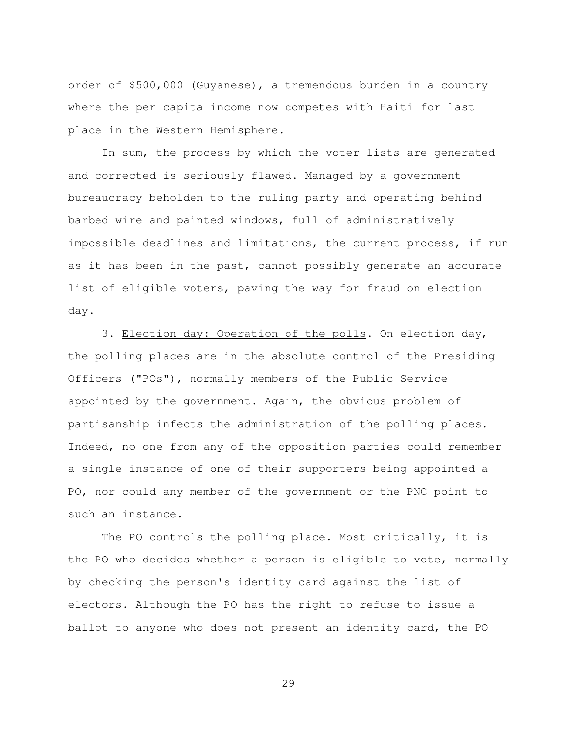order of $500,000 (Guyanese), a tremendous burden in a country where the per capita income now competes with Haiti for last place in the Western Hemisphere.

In sum, the process by which the voter lists are generated and corrected is seriously flawed. Managed by a government bureaucracy beholden to the ruling party and operating behind barbed wire and painted windows, full of administratively impossible deadlines and limitations, the current process, if run as it has been in the past, cannot possibly generate an accurate list of eligible voters, paving the way for fraud on election day.

3. <u>Election day: Operation of the polls</u>. On election day, the polling places are in the absolute control of the Presiding Officers ("POs"), normally members of the Public Service appointed by the government. Again, the obvious problem of partisanship infects the administration of the polling places. Indeed, no one from any of the opposition parties could remember a single instance of one of their supporters being appointed a PO, nor could any member of the government or the PNC point to such an instance.

The PO controls the polling place. Most critically, it is the PO who decides whether a person is eligible to vote, normally by checking the person's identity card against the list of electors. Although the PO has the right to refuse to issue a ballot to anyone who does not present an identity card, the PO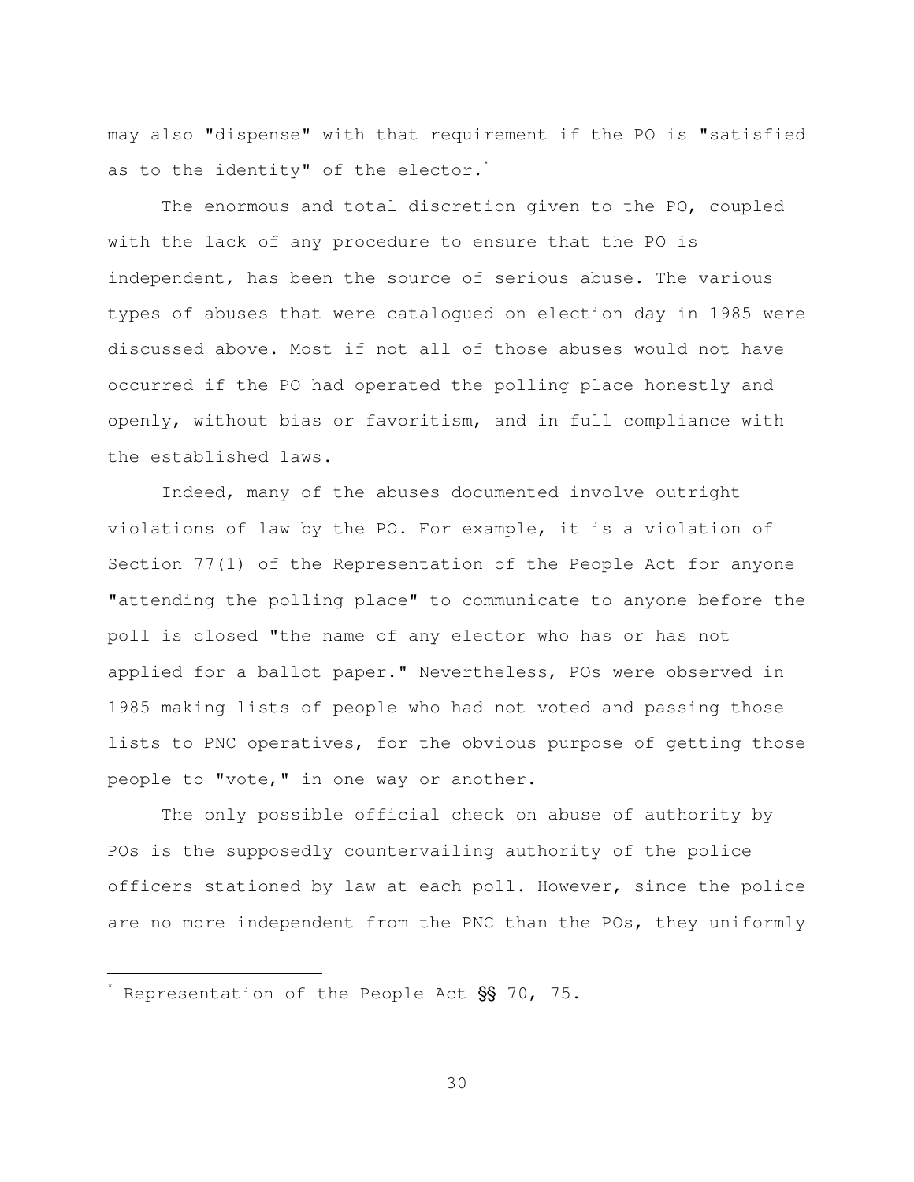may also "dispense" with that requirement if the PO is "satisfied as to the identity" of the elector.*

The enormous and total discretion given to the PO, coupled with the lack of any procedure to ensure that the PO is independent, has been the source of serious abuse. The various types of abuses that were catalogued on election day in 1985 were discussed above. Most if not all of those abuses would not have occurred if the PO had operated the polling place honestly and openly, without bias or favoritism, and in full compliance with the established laws.

Indeed, many of the abuses documented involve outright violations of law by the PO. For example, it is a violation of Section 77(1) of the Representation of the People Act for anyone "attending the polling place" to communicate to anyone before the poll is closed "the name of any elector who has or has not applied for a ballot paper." Nevertheless, POs were observed in 1985 making lists of people who had not voted and passing those lists to PNC operatives, for the obvious purpose of getting those people to "vote," in one way or another.

The only possible official check on abuse of authority by POs is the supposedly countervailing authority of the police officers stationed by law at each poll. However, since the police are no more independent from the PNC than the POs, they uniformly

---

* Representation of the People Act §§ 70, 75.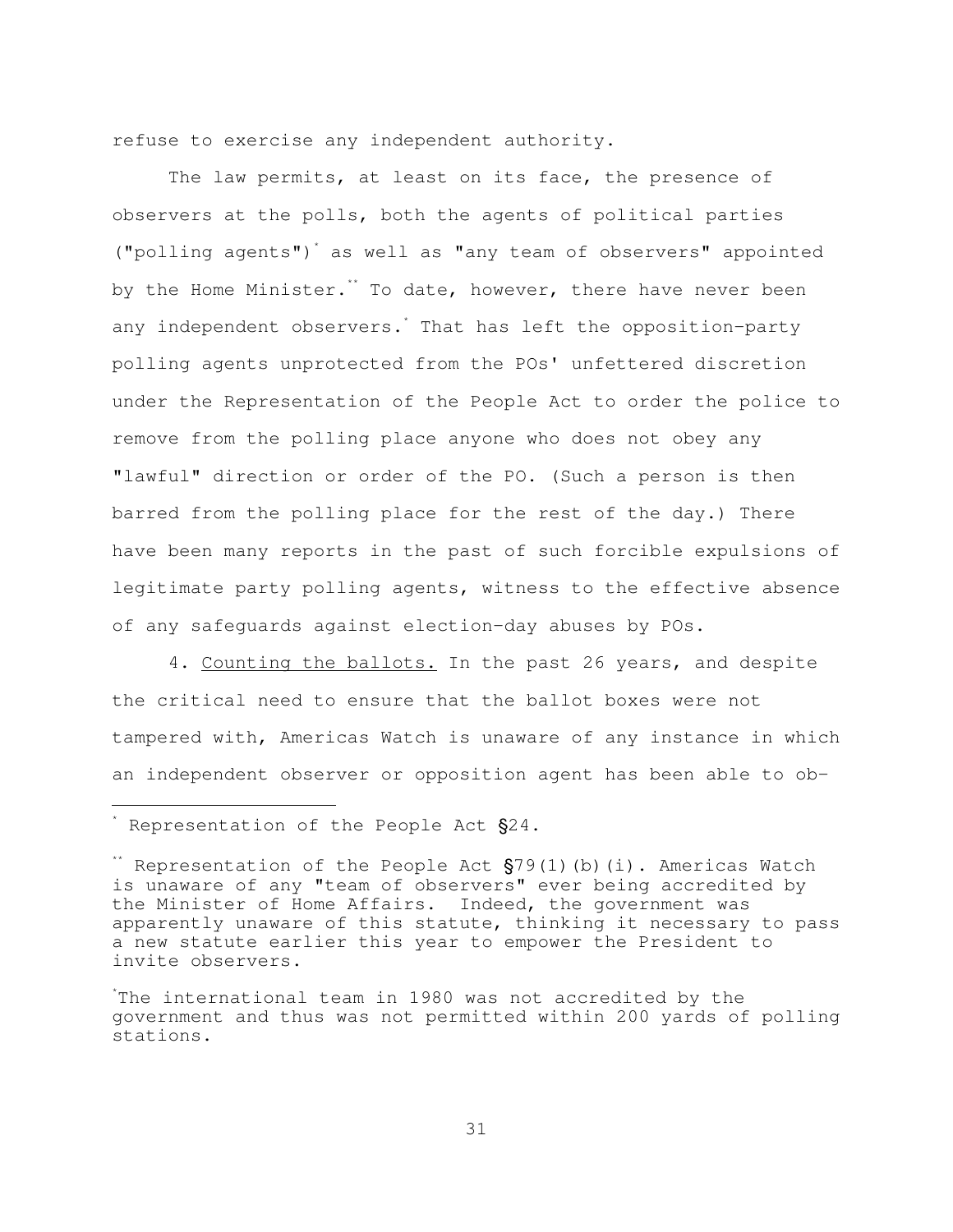refuse to exercise any independent authority.

The law permits, at least on its face, the presence of observers at the polls, both the agents of political parties ("polling agents")[*] as well as "any team of observers" appointed by the Home Minister.[**] To date, however, there have never been any independent observers.[*] That has left the opposition-party polling agents unprotected from the POs' unfettered discretion under the Representation of the People Act to order the police to remove from the polling place anyone who does not obey any "lawful" direction or order of the PO. (Such a person is then barred from the polling place for the rest of the day.) There have been many reports in the past of such forcible expulsions of legitimate party polling agents, witness to the effective absence of any safeguards against election-day abuses by POs.

4. <u>Counting the ballots.</u> In the past 26 years, and despite the critical need to ensure that the ballot boxes were not tampered with, Americas Watch is unaware of any instance in which an independent observer or opposition agent has been able to ob-

---

[*] Representation of the People Act §24.

[**] Representation of the People Act §79(1)(b)(i). Americas Watch is unaware of any "team of observers" ever being accredited by the Minister of Home Affairs. Indeed, the government was apparently unaware of this statute, thinking it necessary to pass a new statute earlier this year to empower the President to invite observers.

[*] The international team in 1980 was not accredited by the government and thus was not permitted within 200 yards of polling stations.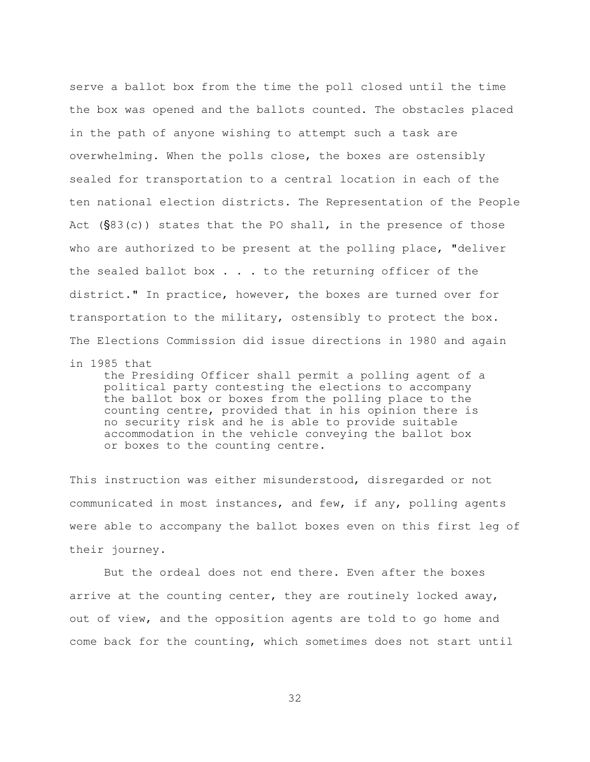serve a ballot box from the time the poll closed until the time the box was opened and the ballots counted. The obstacles placed in the path of anyone wishing to attempt such a task are overwhelming. When the polls close, the boxes are ostensibly sealed for transportation to a central location in each of the ten national election districts. The Representation of the People Act (§83(c)) states that the PO shall, in the presence of those who are authorized to be present at the polling place, "deliver the sealed ballot box . . . to the returning officer of the district." In practice, however, the boxes are turned over for transportation to the military, ostensibly to protect the box. The Elections Commission did issue directions in 1980 and again in 1985 that

> the Presiding Officer shall permit a polling agent of a political party contesting the elections to accompany the ballot box or boxes from the polling place to the counting centre, provided that in his opinion there is no security risk and he is able to provide suitable accommodation in the vehicle conveying the ballot box or boxes to the counting centre.

This instruction was either misunderstood, disregarded or not communicated in most instances, and few, if any, polling agents were able to accompany the ballot boxes even on this first leg of their journey.

But the ordeal does not end there. Even after the boxes arrive at the counting center, they are routinely locked away, out of view, and the opposition agents are told to go home and come back for the counting, which sometimes does not start until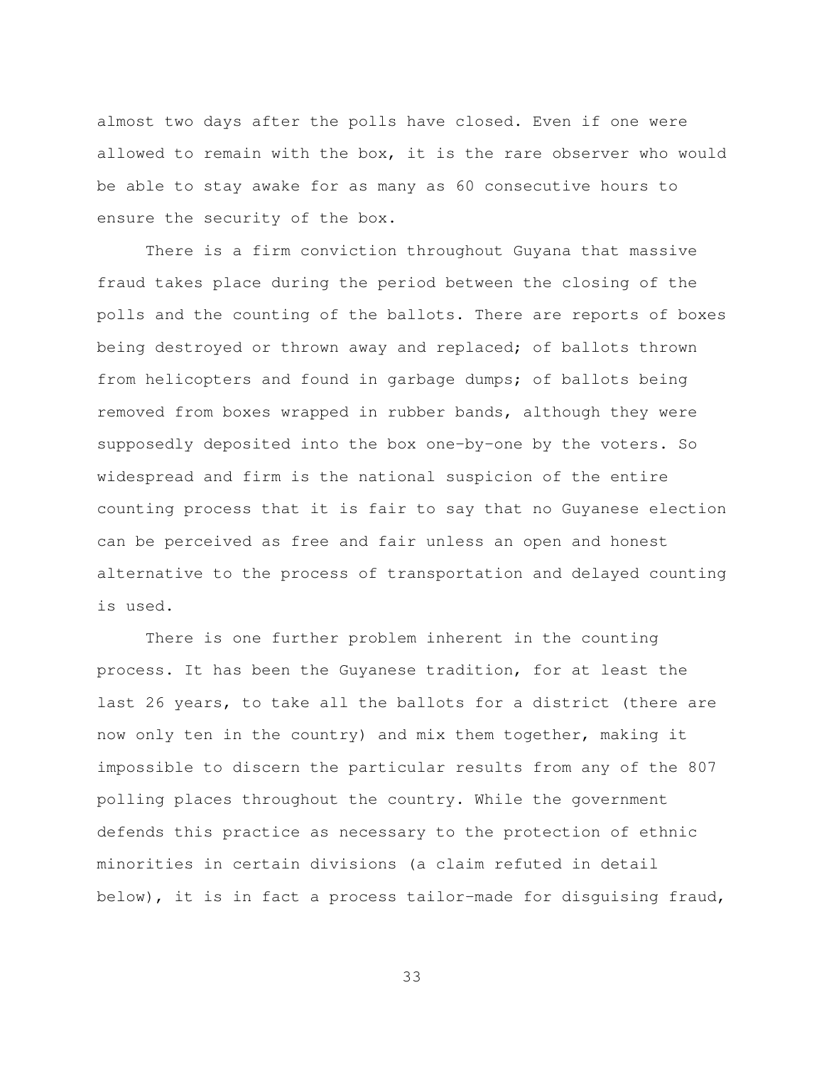almost two days after the polls have closed. Even if one were allowed to remain with the box, it is the rare observer who would be able to stay awake for as many as 60 consecutive hours to ensure the security of the box.

There is a firm conviction throughout Guyana that massive fraud takes place during the period between the closing of the polls and the counting of the ballots. There are reports of boxes being destroyed or thrown away and replaced; of ballots thrown from helicopters and found in garbage dumps; of ballots being removed from boxes wrapped in rubber bands, although they were supposedly deposited into the box one-by-one by the voters. So widespread and firm is the national suspicion of the entire counting process that it is fair to say that no Guyanese election can be perceived as free and fair unless an open and honest alternative to the process of transportation and delayed counting is used.

There is one further problem inherent in the counting process. It has been the Guyanese tradition, for at least the last 26 years, to take all the ballots for a district (there are now only ten in the country) and mix them together, making it impossible to discern the particular results from any of the 807 polling places throughout the country. While the government defends this practice as necessary to the protection of ethnic minorities in certain divisions (a claim refuted in detail below), it is in fact a process tailor-made for disguising fraud,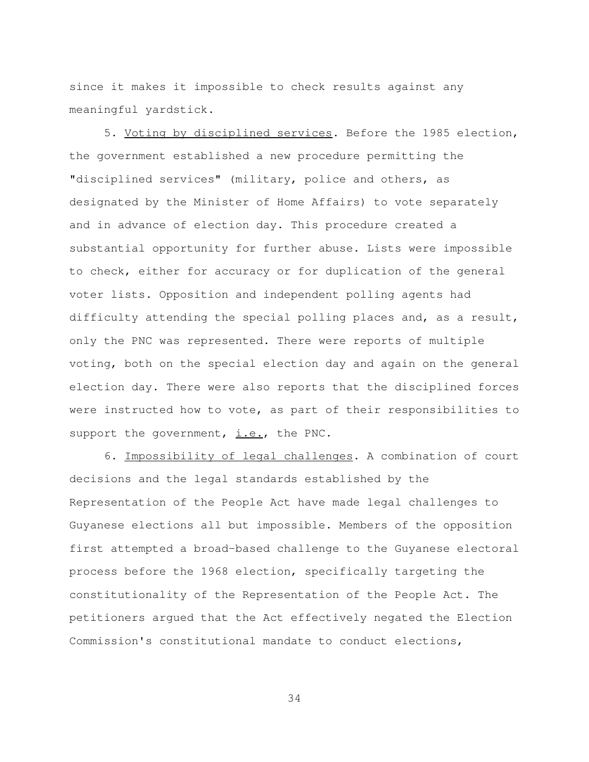since it makes it impossible to check results against any meaningful yardstick.

5. <u>Voting by disciplined services</u>. Before the 1985 election, the government established a new procedure permitting the "disciplined services" (military, police and others, as designated by the Minister of Home Affairs) to vote separately and in advance of election day. This procedure created a substantial opportunity for further abuse. Lists were impossible to check, either for accuracy or for duplication of the general voter lists. Opposition and independent polling agents had difficulty attending the special polling places and, as a result, only the PNC was represented. There were reports of multiple voting, both on the special election day and again on the general election day. There were also reports that the disciplined forces were instructed how to vote, as part of their responsibilities to support the government, <u>i.e.</u>, the PNC.

6. <u>Impossibility of legal challenges</u>. A combination of court decisions and the legal standards established by the Representation of the People Act have made legal challenges to Guyanese elections all but impossible. Members of the opposition first attempted a broad-based challenge to the Guyanese electoral process before the 1968 election, specifically targeting the constitutionality of the Representation of the People Act. The petitioners argued that the Act effectively negated the Election Commission's constitutional mandate to conduct elections,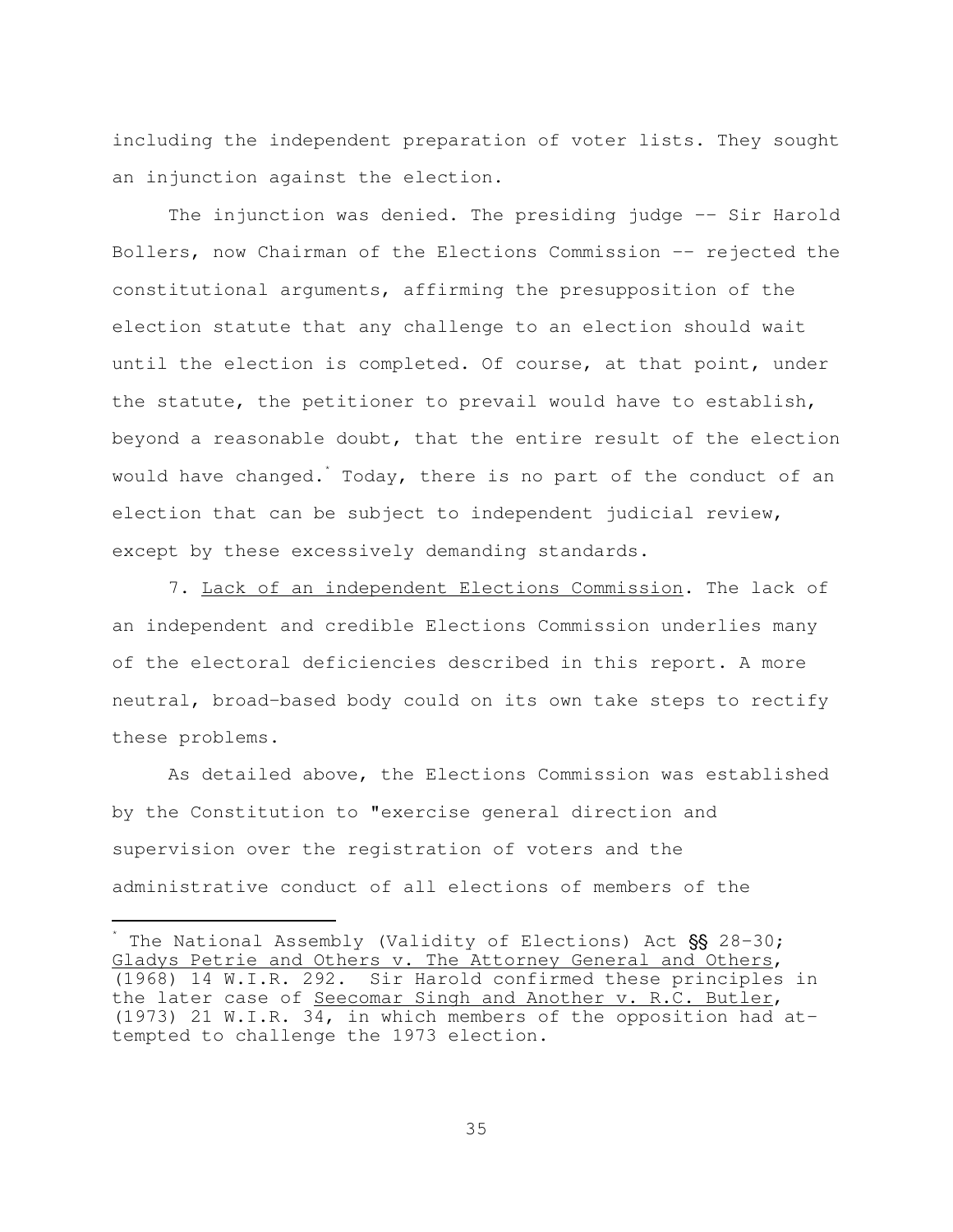including the independent preparation of voter lists. They sought an injunction against the election.

The injunction was denied. The presiding judge -- Sir Harold Bollers, now Chairman of the Elections Commission -- rejected the constitutional arguments, affirming the presupposition of the election statute that any challenge to an election should wait until the election is completed. Of course, at that point, under the statute, the petitioner to prevail would have to establish, beyond a reasonable doubt, that the entire result of the election would have changed.[*] Today, there is no part of the conduct of an election that can be subject to independent judicial review, except by these excessively demanding standards.

7. Lack of an independent Elections Commission. The lack of an independent and credible Elections Commission underlies many of the electoral deficiencies described in this report. A more neutral, broad-based body could on its own take steps to rectify these problems.

As detailed above, the Elections Commission was established by the Constitution to "exercise general direction and supervision over the registration of voters and the administrative conduct of all elections of members of the

---

[*] The National Assembly (Validity of Elections) Act §§ 28-30; Gladys Petrie and Others v. The Attorney General and Others, (1968) 14 W.I.R. 292. Sir Harold confirmed these principles in the later case of Seecomar Singh and Another v. R.C. Butler, (1973) 21 W.I.R. 34, in which members of the opposition had attempted to challenge the 1973 election.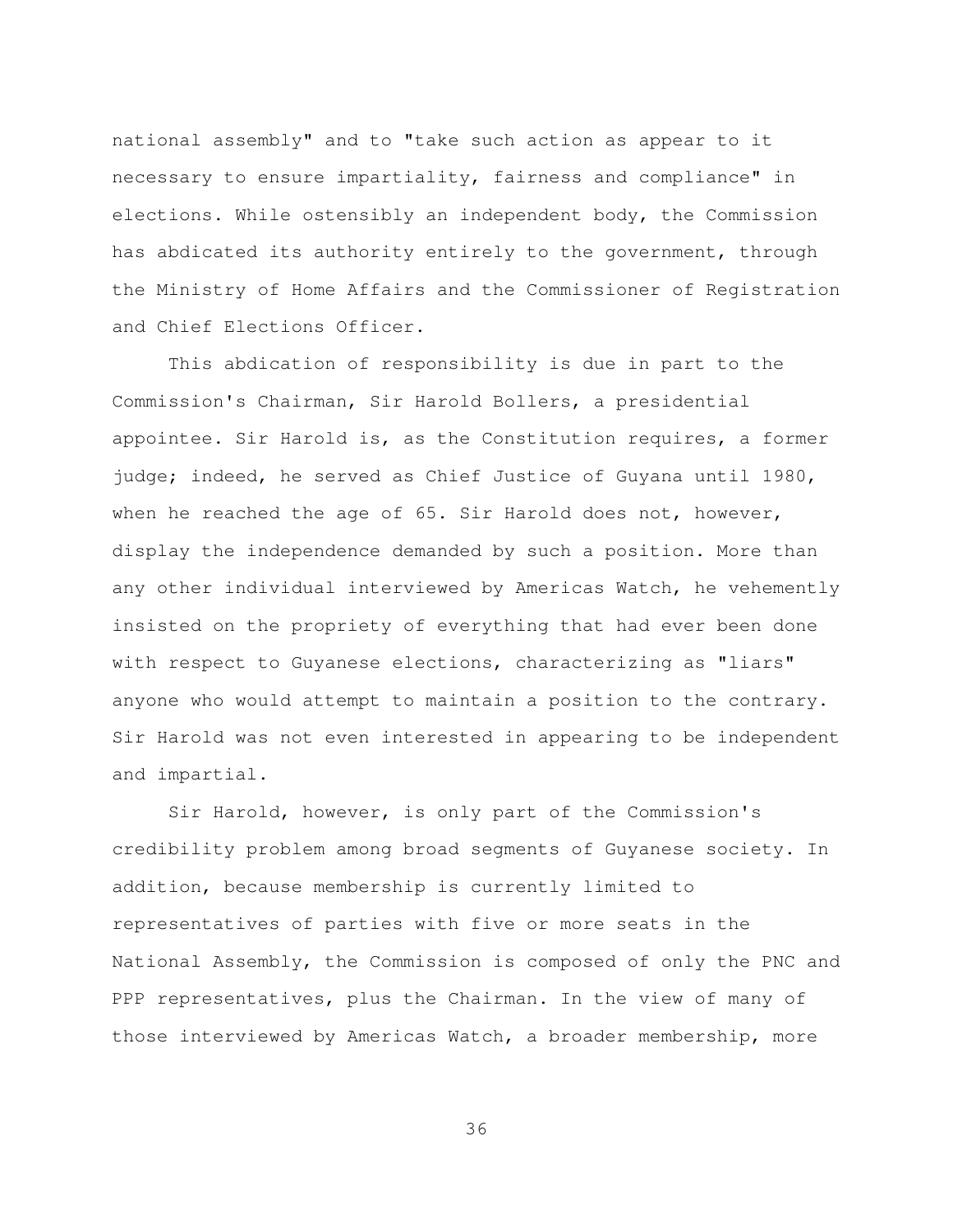national assembly" and to "take such action as appear to it necessary to ensure impartiality, fairness and compliance" in elections. While ostensibly an independent body, the Commission has abdicated its authority entirely to the government, through the Ministry of Home Affairs and the Commissioner of Registration and Chief Elections Officer.

This abdication of responsibility is due in part to the Commission's Chairman, Sir Harold Bollers, a presidential appointee. Sir Harold is, as the Constitution requires, a former judge; indeed, he served as Chief Justice of Guyana until 1980, when he reached the age of 65. Sir Harold does not, however, display the independence demanded by such a position. More than any other individual interviewed by Americas Watch, he vehemently insisted on the propriety of everything that had ever been done with respect to Guyanese elections, characterizing as "liars" anyone who would attempt to maintain a position to the contrary. Sir Harold was not even interested in appearing to be independent and impartial.

Sir Harold, however, is only part of the Commission's credibility problem among broad segments of Guyanese society. In addition, because membership is currently limited to representatives of parties with five or more seats in the National Assembly, the Commission is composed of only the PNC and PPP representatives, plus the Chairman. In the view of many of those interviewed by Americas Watch, a broader membership, more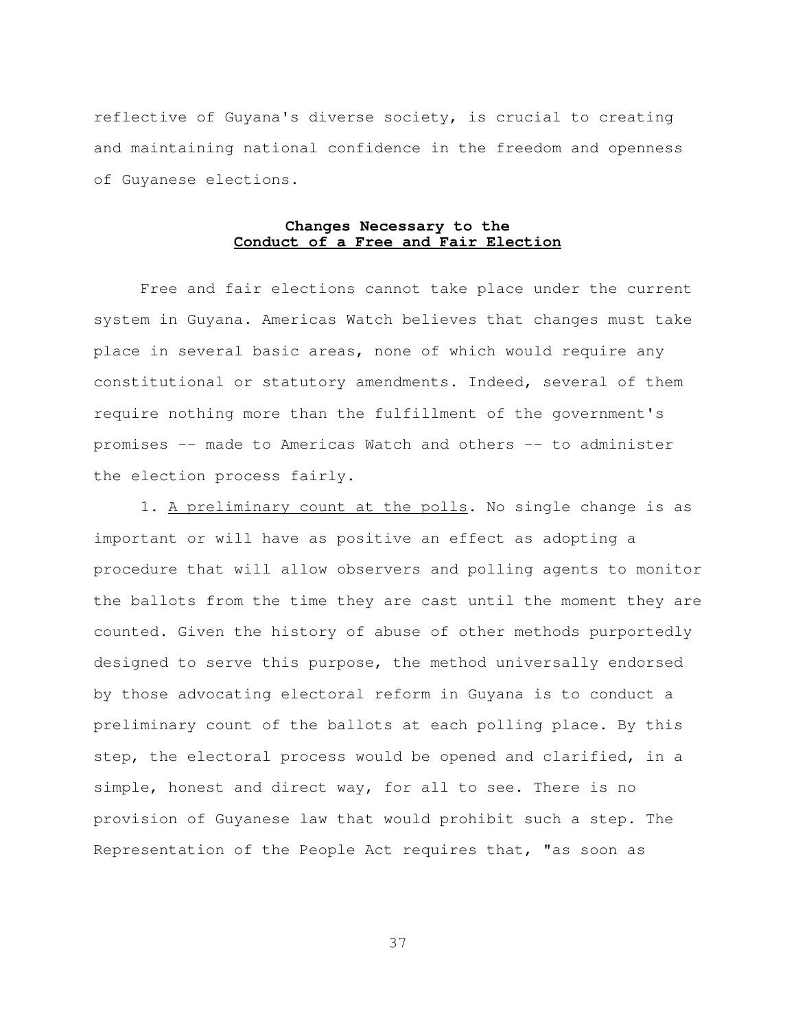reflective of Guyana's diverse society, is crucial to creating and maintaining national confidence in the freedom and openness of Guyanese elections.

### Changes Necessary to the Conduct of a Free and Fair Election

Free and fair elections cannot take place under the current system in Guyana. Americas Watch believes that changes must take place in several basic areas, none of which would require any constitutional or statutory amendments. Indeed, several of them require nothing more than the fulfillment of the government's promises -- made to Americas Watch and others -- to administer the election process fairly.

1. A preliminary count at the polls. No single change is as important or will have as positive an effect as adopting a procedure that will allow observers and polling agents to monitor the ballots from the time they are cast until the moment they are counted. Given the history of abuse of other methods purportedly designed to serve this purpose, the method universally endorsed by those advocating electoral reform in Guyana is to conduct a preliminary count of the ballots at each polling place. By this step, the electoral process would be opened and clarified, in a simple, honest and direct way, for all to see. There is no provision of Guyanese law that would prohibit such a step. The Representation of the People Act requires that, "as soon as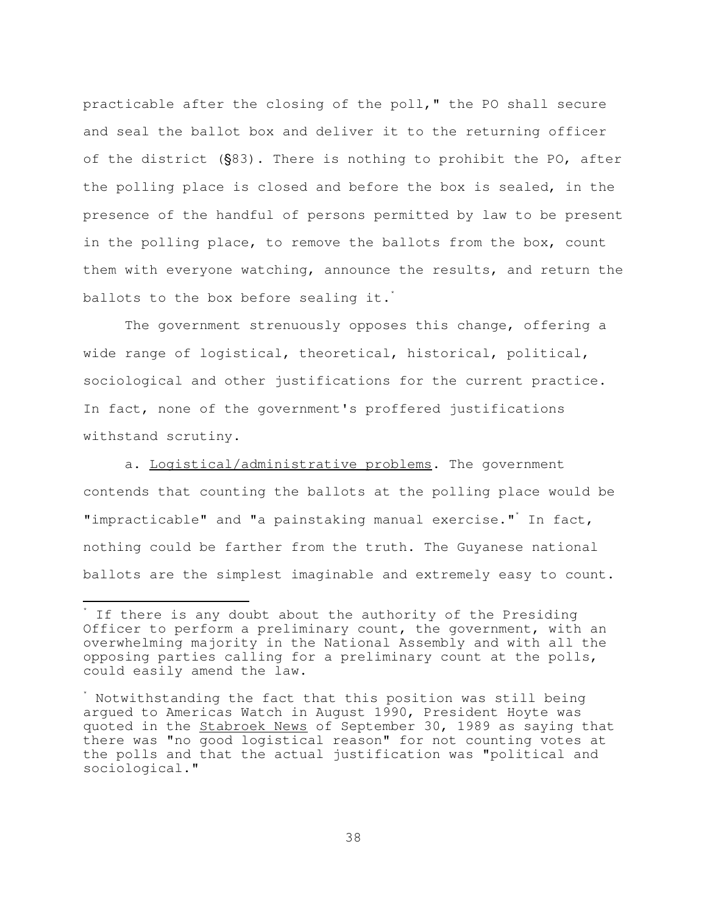practicable after the closing of the poll," the PO shall secure and seal the ballot box and deliver it to the returning officer of the district (§83). There is nothing to prohibit the PO, after the polling place is closed and before the box is sealed, in the presence of the handful of persons permitted by law to be present in the polling place, to remove the ballots from the box, count them with everyone watching, announce the results, and return the ballots to the box before sealing it.*

The government strenuously opposes this change, offering a wide range of logistical, theoretical, historical, political, sociological and other justifications for the current practice. In fact, none of the government's proffered justifications withstand scrutiny.

a. Logistical/administrative problems. The government contends that counting the ballots at the polling place would be "impracticable" and "a painstaking manual exercise."* In fact, nothing could be farther from the truth. The Guyanese national ballots are the simplest imaginable and extremely easy to count.

---

* If there is any doubt about the authority of the Presiding Officer to perform a preliminary count, the government, with an overwhelming majority in the National Assembly and with all the opposing parties calling for a preliminary count at the polls, could easily amend the law.

* Notwithstanding the fact that this position was still being argued to Americas Watch in August 1990, President Hoyte was quoted in the Stabroek News of September 30, 1989 as saying that there was "no good logistical reason" for not counting votes at the polls and that the actual justification was "political and sociological."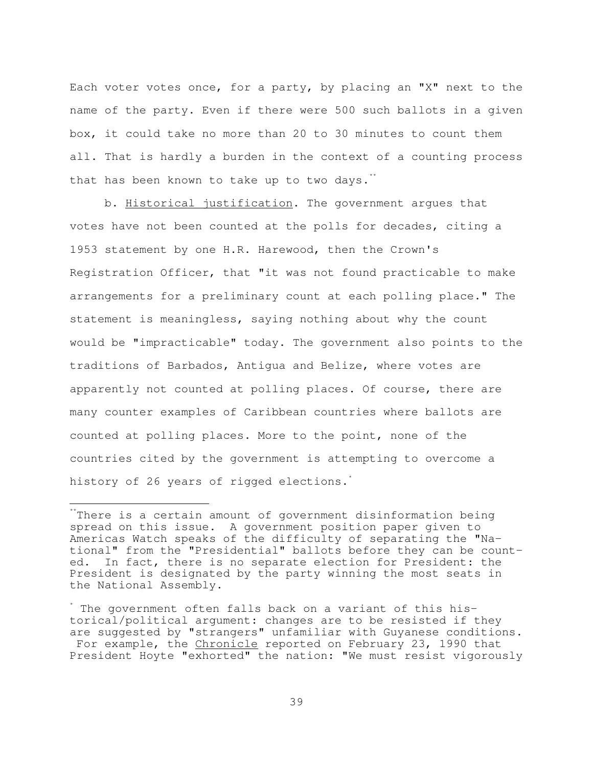Each voter votes once, for a party, by placing an "X" next to the name of the party. Even if there were 500 such ballots in a given box, it could take no more than 20 to 30 minutes to count them all. That is hardly a burden in the context of a counting process that has been known to take up to two days.[**]

b. Historical justification. The government argues that votes have not been counted at the polls for decades, citing a 1953 statement by one H.R. Harewood, then the Crown's Registration Officer, that "it was not found practicable to make arrangements for a preliminary count at each polling place." The statement is meaningless, saying nothing about why the count would be "impracticable" today. The government also points to the traditions of Barbados, Antigua and Belize, where votes are apparently not counted at polling places. Of course, there are many counter examples of Caribbean countries where ballots are counted at polling places. More to the point, none of the countries cited by the government is attempting to overcome a history of 26 years of rigged elections.[*]

---

[**] There is a certain amount of government disinformation being spread on this issue. A government position paper given to Americas Watch speaks of the difficulty of separating the "National" from the "Presidential" ballots before they can be counted. In fact, there is no separate election for President: the President is designated by the party winning the most seats in the National Assembly.

[*] The government often falls back on a variant of this historical/political argument: changes are to be resisted if they are suggested by "strangers" unfamiliar with Guyanese conditions. For example, the Chronicle reported on February 23, 1990 that President Hoyte "exhorted" the nation: "We must resist vigorously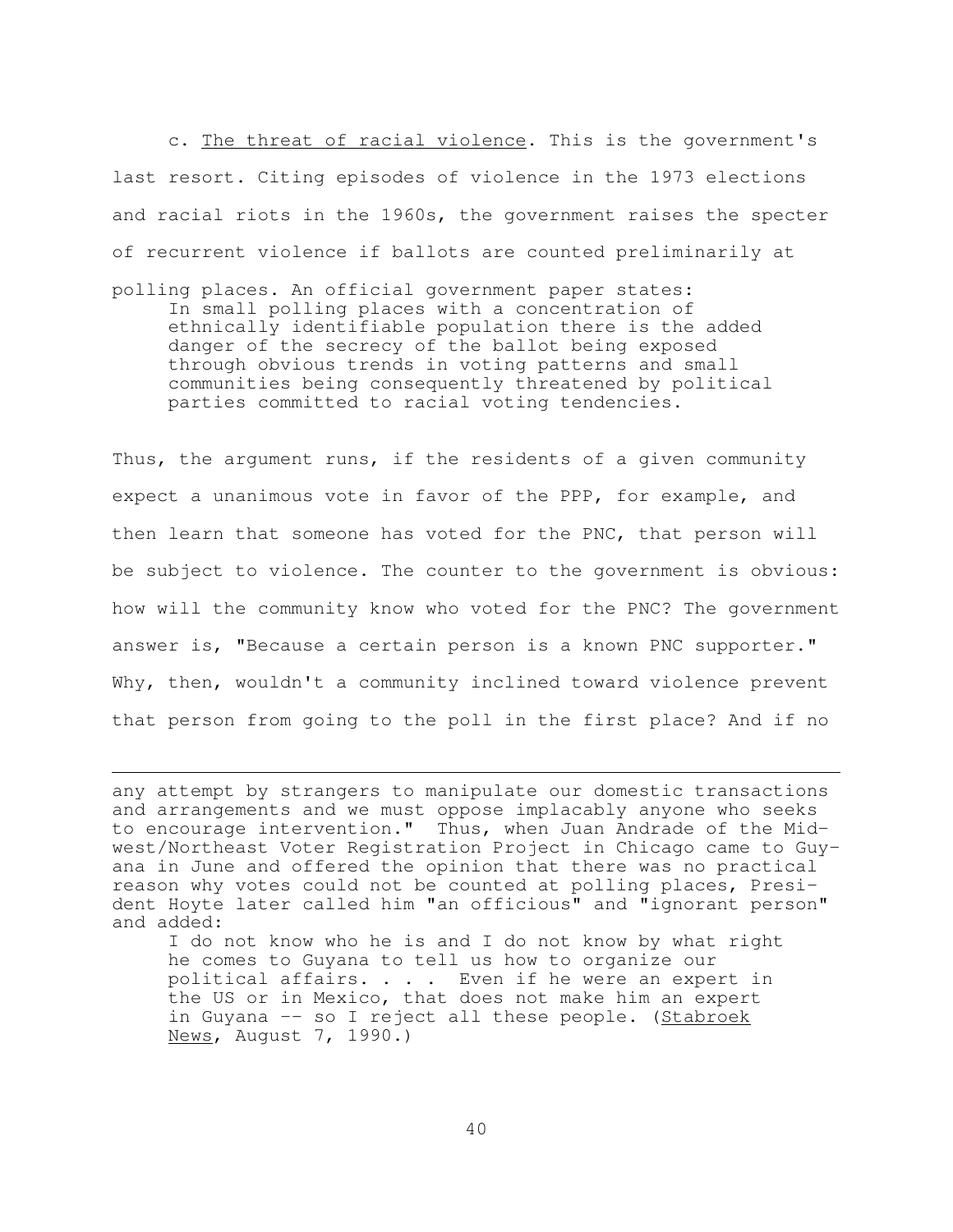c. <u>The threat of racial violence</u>. This is the government's last resort. Citing episodes of violence in the 1973 elections and racial riots in the 1960s, the government raises the specter of recurrent violence if ballots are counted preliminarily at polling places. An official government paper states:

> In small polling places with a concentration of ethnically identifiable population there is the added danger of the secrecy of the ballot being exposed through obvious trends in voting patterns and small communities being consequently threatened by political parties committed to racial voting tendencies.

Thus, the argument runs, if the residents of a given community expect a unanimous vote in favor of the PPP, for example, and then learn that someone has voted for the PNC, that person will be subject to violence. The counter to the government is obvious: how will the community know who voted for the PNC? The government answer is, "Because a certain person is a known PNC supporter." Why, then, wouldn't a community inclined toward violence prevent that person from going to the poll in the first place? And if no

---

any attempt by strangers to manipulate our domestic transactions and arrangements and we must oppose implacably anyone who seeks to encourage intervention." Thus, when Juan Andrade of the Midwest/Northeast Voter Registration Project in Chicago came to Guyana in June and offered the opinion that there was no practical reason why votes could not be counted at polling places, President Hoyte later called him "an officious" and "ignorant person" and added:

> I do not know who he is and I do not know by what right he comes to Guyana to tell us how to organize our political affairs. . . . Even if he were an expert in the US or in Mexico, that does not make him an expert in Guyana -- so I reject all these people. (<u>Stabroek News</u>, August 7, 1990.)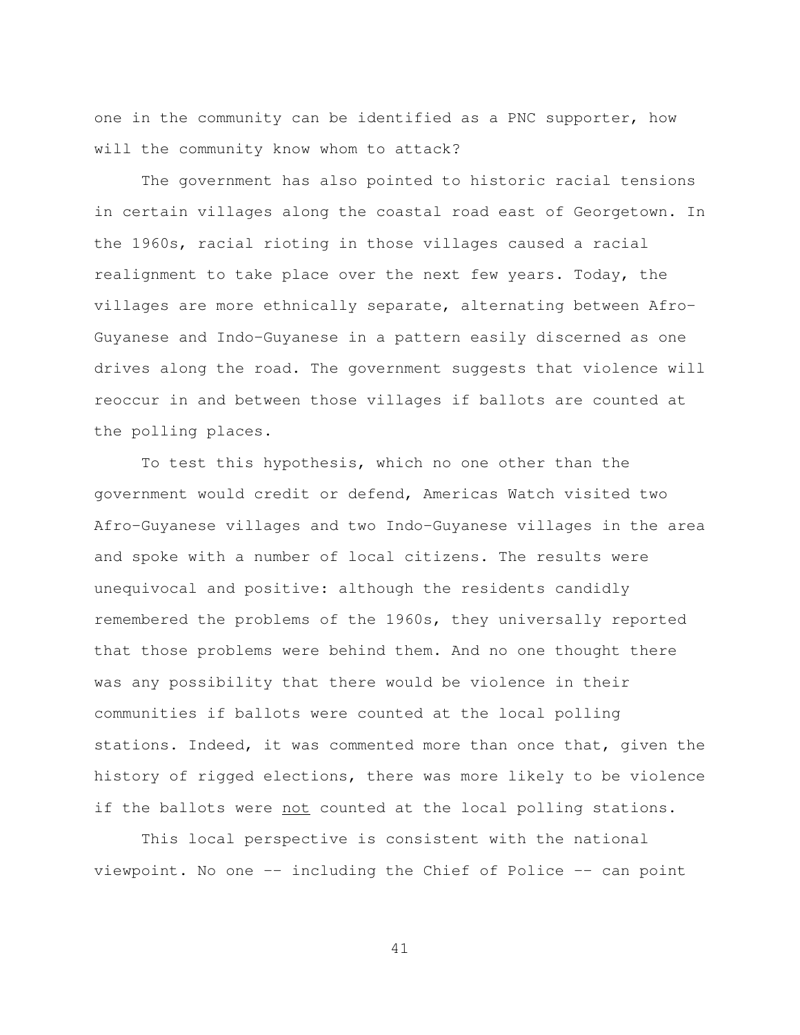one in the community can be identified as a PNC supporter, how will the community know whom to attack?

The government has also pointed to historic racial tensions in certain villages along the coastal road east of Georgetown. In the 1960s, racial rioting in those villages caused a racial realignment to take place over the next few years. Today, the villages are more ethnically separate, alternating between Afro-Guyanese and Indo-Guyanese in a pattern easily discerned as one drives along the road. The government suggests that violence will reoccur in and between those villages if ballots are counted at the polling places.

To test this hypothesis, which no one other than the government would credit or defend, Americas Watch visited two Afro-Guyanese villages and two Indo-Guyanese villages in the area and spoke with a number of local citizens. The results were unequivocal and positive: although the residents candidly remembered the problems of the 1960s, they universally reported that those problems were behind them. And no one thought there was any possibility that there would be violence in their communities if ballots were counted at the local polling stations. Indeed, it was commented more than once that, given the history of rigged elections, there was more likely to be violence if the ballots were <u>not</u> counted at the local polling stations.

This local perspective is consistent with the national viewpoint. No one -- including the Chief of Police -- can point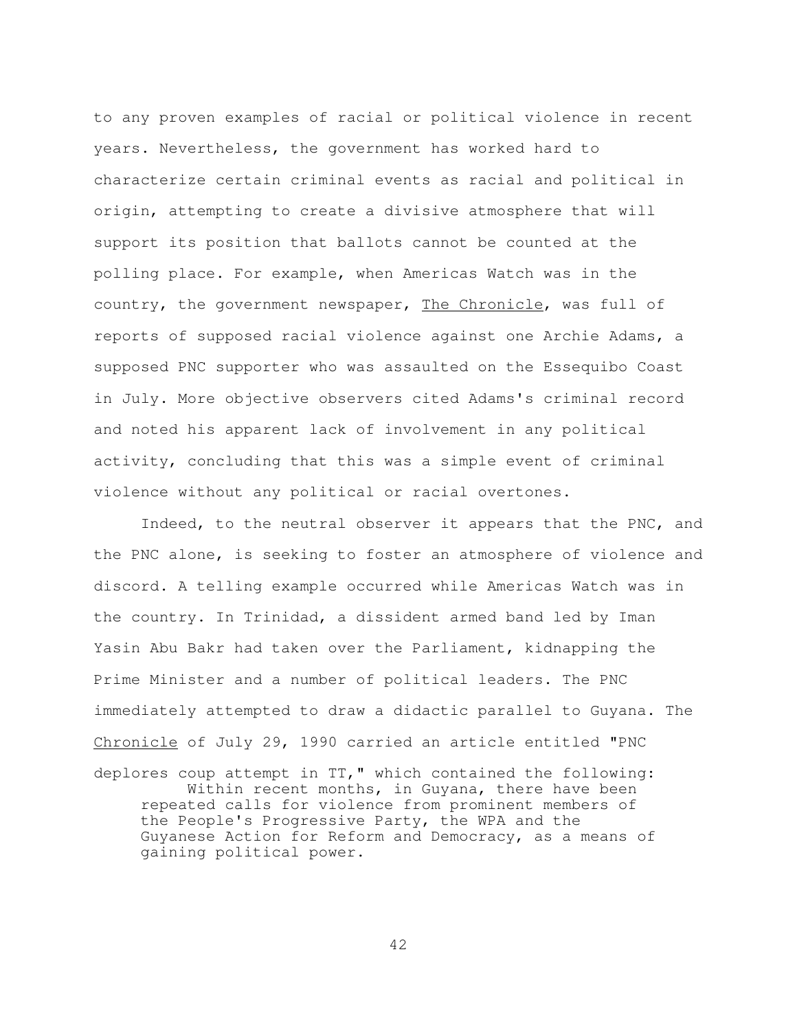to any proven examples of racial or political violence in recent years. Nevertheless, the government has worked hard to characterize certain criminal events as racial and political in origin, attempting to create a divisive atmosphere that will support its position that ballots cannot be counted at the polling place. For example, when Americas Watch was in the country, the government newspaper, The Chronicle, was full of reports of supposed racial violence against one Archie Adams, a supposed PNC supporter who was assaulted on the Essequibo Coast in July. More objective observers cited Adams's criminal record and noted his apparent lack of involvement in any political activity, concluding that this was a simple event of criminal violence without any political or racial overtones.

Indeed, to the neutral observer it appears that the PNC, and the PNC alone, is seeking to foster an atmosphere of violence and discord. A telling example occurred while Americas Watch was in the country. In Trinidad, a dissident armed band led by Iman Yasin Abu Bakr had taken over the Parliament, kidnapping the Prime Minister and a number of political leaders. The PNC immediately attempted to draw a didactic parallel to Guyana. The Chronicle of July 29, 1990 carried an article entitled "PNC deplores coup attempt in TT," which contained the following:

> Within recent months, in Guyana, there have been repeated calls for violence from prominent members of the People's Progressive Party, the WPA and the Guyanese Action for Reform and Democracy, as a means of gaining political power.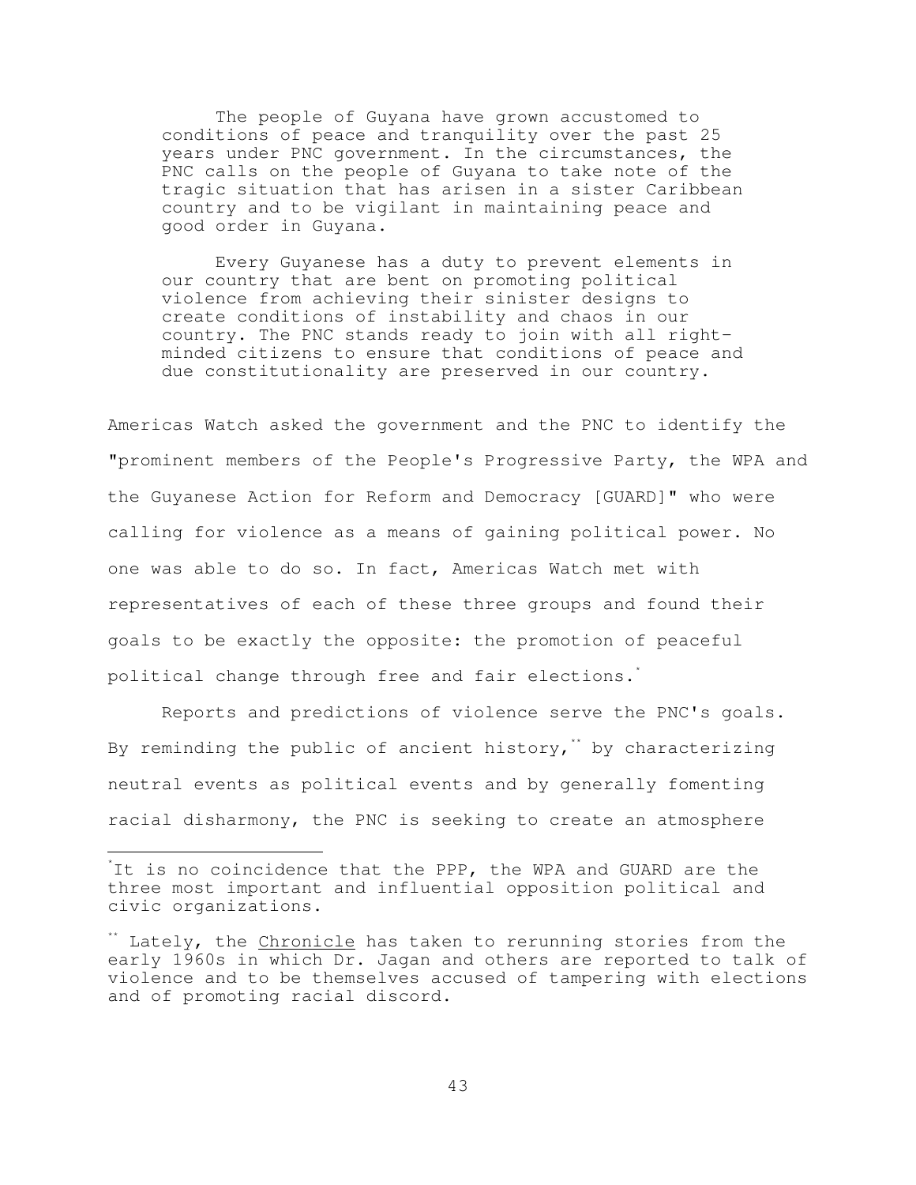> The people of Guyana have grown accustomed to conditions of peace and tranquility over the past 25 years under PNC government. In the circumstances, the PNC calls on the people of Guyana to take note of the tragic situation that has arisen in a sister Caribbean country and to be vigilant in maintaining peace and good order in Guyana.
>
> Every Guyanese has a duty to prevent elements in our country that are bent on promoting political violence from achieving their sinister designs to create conditions of instability and chaos in our country. The PNC stands ready to join with all right-minded citizens to ensure that conditions of peace and due constitutionality are preserved in our country.

Americas Watch asked the government and the PNC to identify the "prominent members of the People's Progressive Party, the WPA and the Guyanese Action for Reform and Democracy [GUARD]" who were calling for violence as a means of gaining political power. No one was able to do so. In fact, Americas Watch met with representatives of each of these three groups and found their goals to be exactly the opposite: the promotion of peaceful political change through free and fair elections.*

Reports and predictions of violence serve the PNC's goals. By reminding the public of ancient history,** by characterizing neutral events as political events and by generally fomenting racial disharmony, the PNC is seeking to create an atmosphere

---

*It is no coincidence that the PPP, the WPA and GUARD are the three most important and influential opposition political and civic organizations.

** Lately, the Chronicle has taken to rerunning stories from the early 1960s in which Dr. Jagan and others are reported to talk of violence and to be themselves accused of tampering with elections and of promoting racial discord.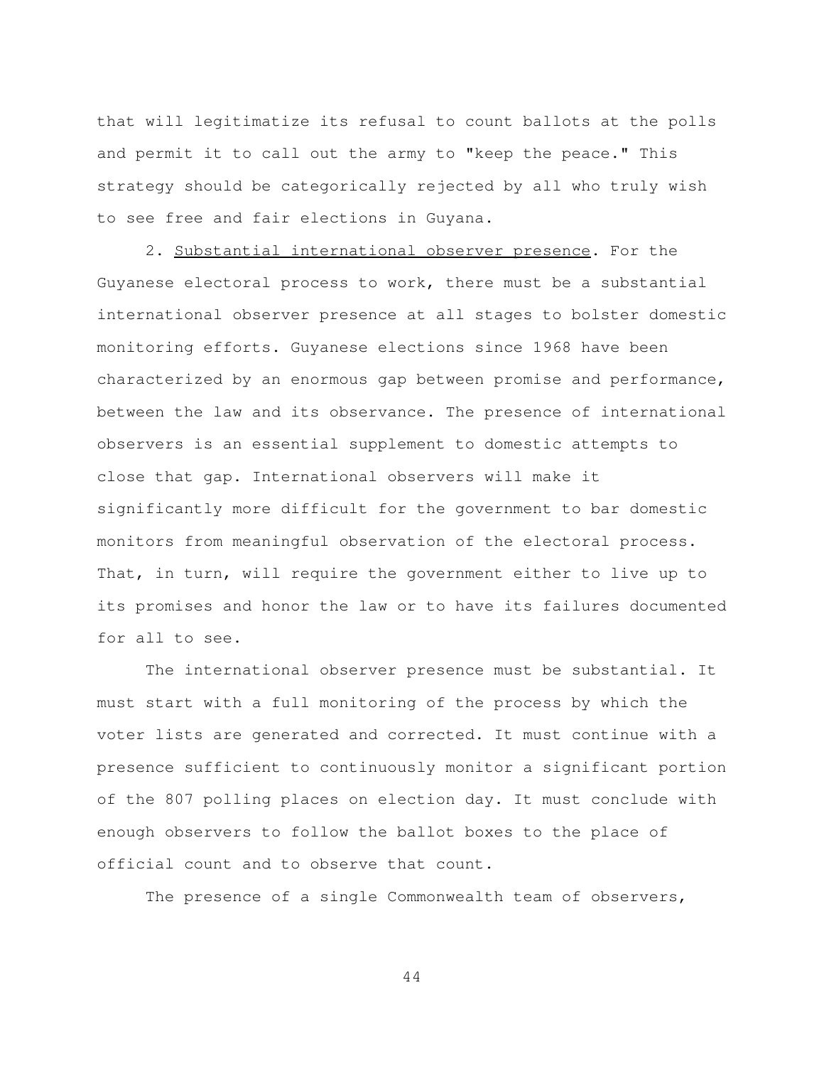that will legitimatize its refusal to count ballots at the polls and permit it to call out the army to "keep the peace." This strategy should be categorically rejected by all who truly wish to see free and fair elections in Guyana.

2. Substantial international observer presence. For the Guyanese electoral process to work, there must be a substantial international observer presence at all stages to bolster domestic monitoring efforts. Guyanese elections since 1968 have been characterized by an enormous gap between promise and performance, between the law and its observance. The presence of international observers is an essential supplement to domestic attempts to close that gap. International observers will make it significantly more difficult for the government to bar domestic monitors from meaningful observation of the electoral process. That, in turn, will require the government either to live up to its promises and honor the law or to have its failures documented for all to see.

The international observer presence must be substantial. It must start with a full monitoring of the process by which the voter lists are generated and corrected. It must continue with a presence sufficient to continuously monitor a significant portion of the 807 polling places on election day. It must conclude with enough observers to follow the ballot boxes to the place of official count and to observe that count.

The presence of a single Commonwealth team of observers,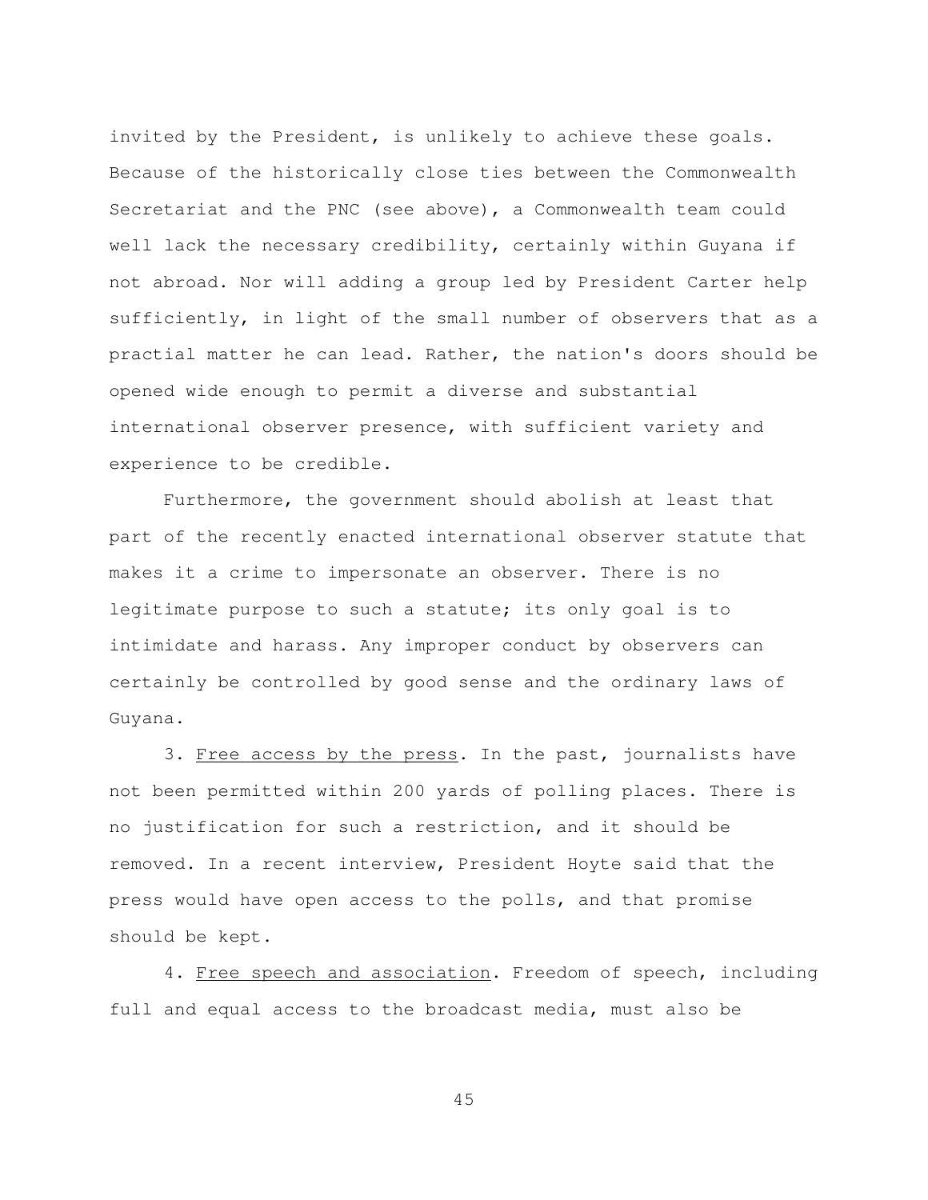invited by the President, is unlikely to achieve these goals. Because of the historically close ties between the Commonwealth Secretariat and the PNC (see above), a Commonwealth team could well lack the necessary credibility, certainly within Guyana if not abroad. Nor will adding a group led by President Carter help sufficiently, in light of the small number of observers that as a practial matter he can lead. Rather, the nation's doors should be opened wide enough to permit a diverse and substantial international observer presence, with sufficient variety and experience to be credible.

Furthermore, the government should abolish at least that part of the recently enacted international observer statute that makes it a crime to impersonate an observer. There is no legitimate purpose to such a statute; its only goal is to intimidate and harass. Any improper conduct by observers can certainly be controlled by good sense and the ordinary laws of Guyana.

3. <u>Free access by the press</u>. In the past, journalists have not been permitted within 200 yards of polling places. There is no justification for such a restriction, and it should be removed. In a recent interview, President Hoyte said that the press would have open access to the polls, and that promise should be kept.

4. <u>Free speech and association</u>. Freedom of speech, including full and equal access to the broadcast media, must also be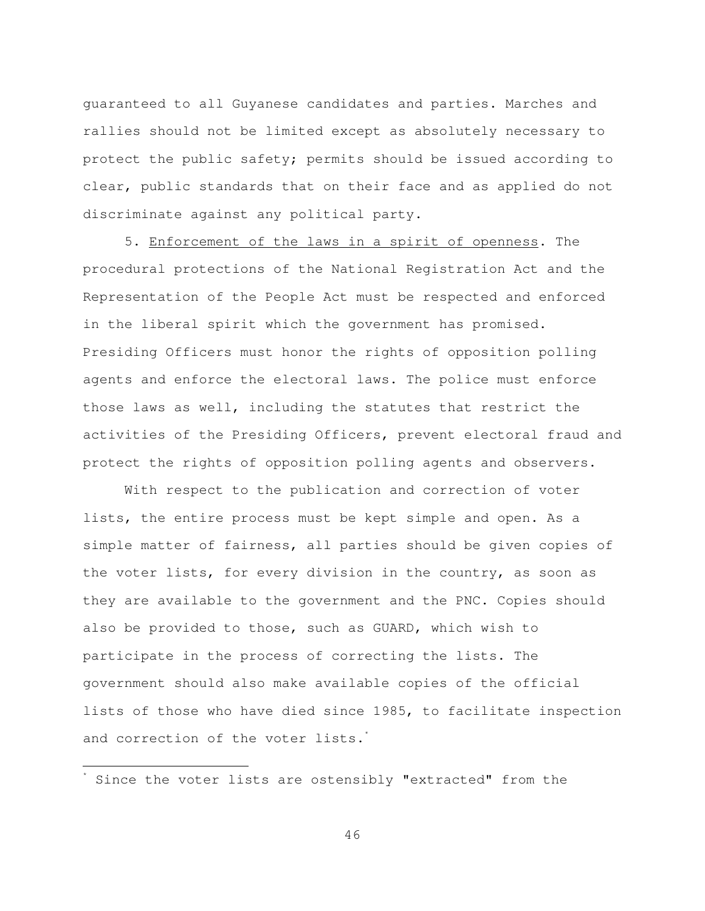guaranteed to all Guyanese candidates and parties. Marches and rallies should not be limited except as absolutely necessary to protect the public safety; permits should be issued according to clear, public standards that on their face and as applied do not discriminate against any political party.

5. <u>Enforcement of the laws in a spirit of openness</u>. The procedural protections of the National Registration Act and the Representation of the People Act must be respected and enforced in the liberal spirit which the government has promised. Presiding Officers must honor the rights of opposition polling agents and enforce the electoral laws. The police must enforce those laws as well, including the statutes that restrict the activities of the Presiding Officers, prevent electoral fraud and protect the rights of opposition polling agents and observers.

With respect to the publication and correction of voter lists, the entire process must be kept simple and open. As a simple matter of fairness, all parties should be given copies of the voter lists, for every division in the country, as soon as they are available to the government and the PNC. Copies should also be provided to those, such as GUARD, which wish to participate in the process of correcting the lists. The government should also make available copies of the official lists of those who have died since 1985, to facilitate inspection and correction of the voter lists.*

---

* Since the voter lists are ostensibly "extracted" from the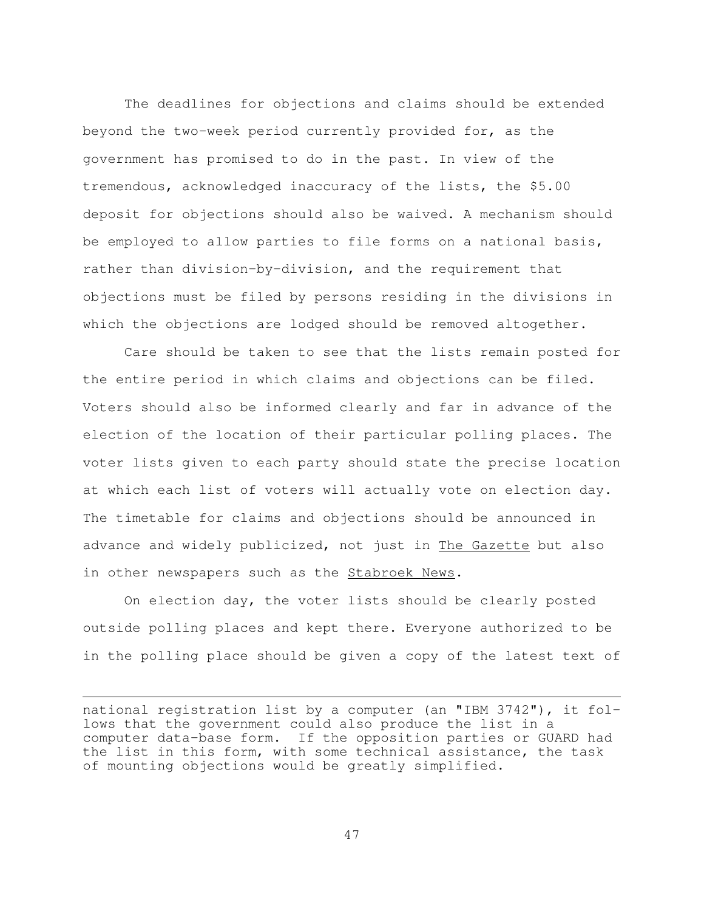The deadlines for objections and claims should be extended beyond the two-week period currently provided for, as the government has promised to do in the past. In view of the tremendous, acknowledged inaccuracy of the lists, the $5.00 deposit for objections should also be waived. A mechanism should be employed to allow parties to file forms on a national basis, rather than division-by-division, and the requirement that objections must be filed by persons residing in the divisions in which the objections are lodged should be removed altogether.

Care should be taken to see that the lists remain posted for the entire period in which claims and objections can be filed. Voters should also be informed clearly and far in advance of the election of the location of their particular polling places. The voter lists given to each party should state the precise location at which each list of voters will actually vote on election day. The timetable for claims and objections should be announced in advance and widely publicized, not just in The Gazette but also in other newspapers such as the Stabroek News.

On election day, the voter lists should be clearly posted outside polling places and kept there. Everyone authorized to be in the polling place should be given a copy of the latest text of

---

national registration list by a computer (an "IBM 3742"), it follows that the government could also produce the list in a computer data-base form. If the opposition parties or GUARD had the list in this form, with some technical assistance, the task of mounting objections would be greatly simplified.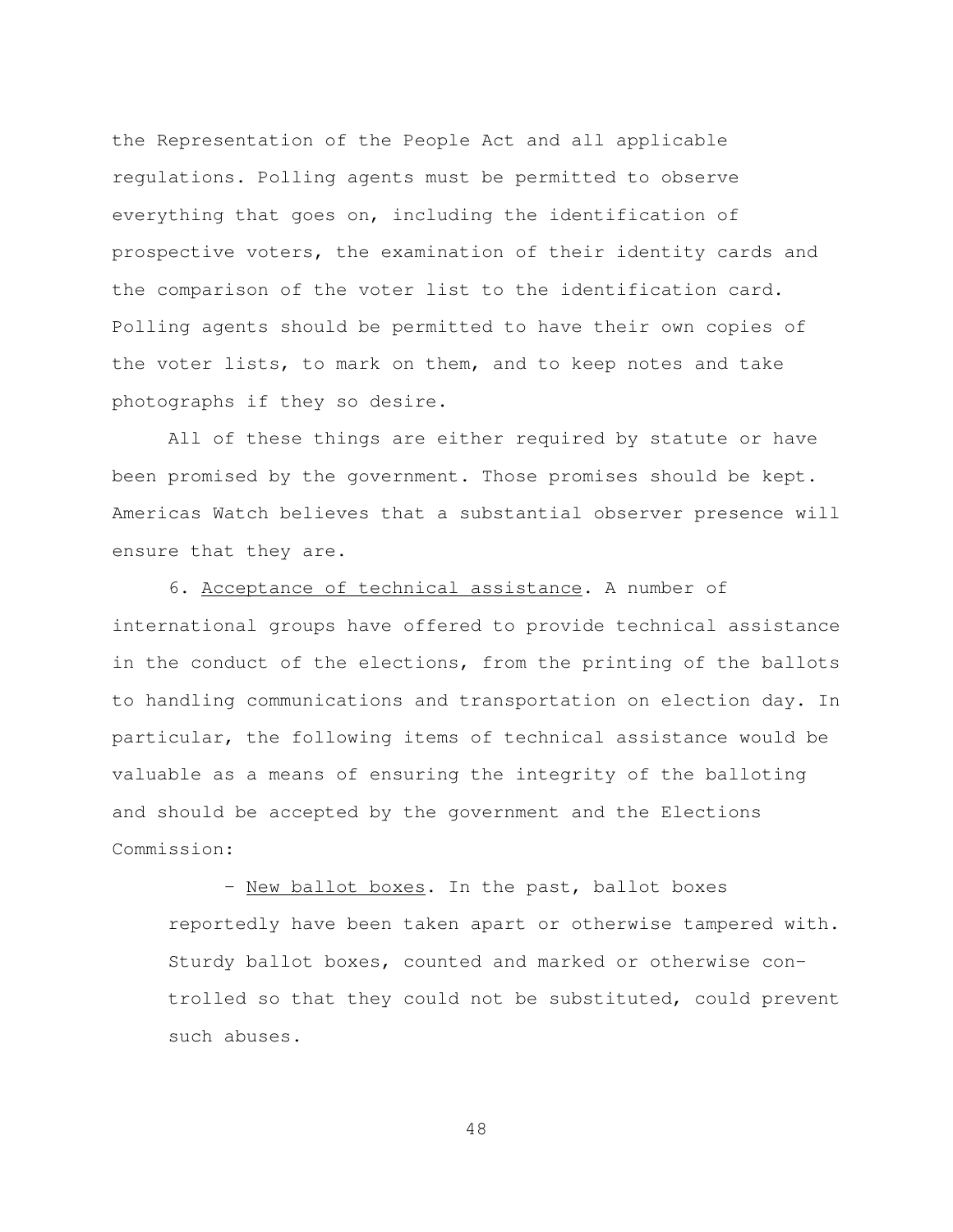the Representation of the People Act and all applicable regulations. Polling agents must be permitted to observe everything that goes on, including the identification of prospective voters, the examination of their identity cards and the comparison of the voter list to the identification card. Polling agents should be permitted to have their own copies of the voter lists, to mark on them, and to keep notes and take photographs if they so desire.

All of these things are either required by statute or have been promised by the government. Those promises should be kept. Americas Watch believes that a substantial observer presence will ensure that they are.

6. Acceptance of technical assistance. A number of international groups have offered to provide technical assistance in the conduct of the elections, from the printing of the ballots to handling communications and transportation on election day. In particular, the following items of technical assistance would be valuable as a means of ensuring the integrity of the balloting and should be accepted by the government and the Elections Commission:

- New ballot boxes. In the past, ballot boxes reportedly have been taken apart or otherwise tampered with. Sturdy ballot boxes, counted and marked or otherwise controlled so that they could not be substituted, could prevent such abuses.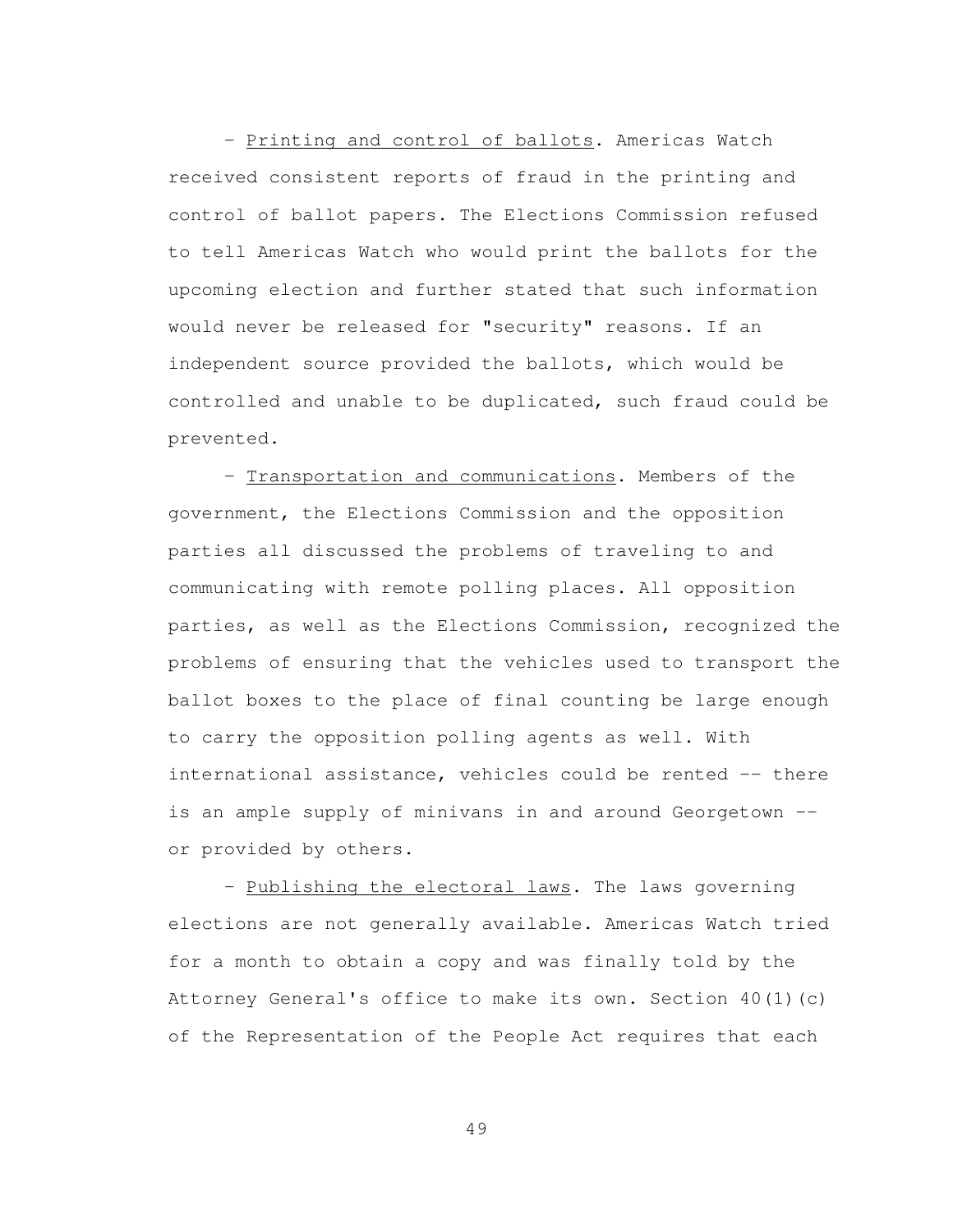- Printing and control of ballots. Americas Watch received consistent reports of fraud in the printing and control of ballot papers. The Elections Commission refused to tell Americas Watch who would print the ballots for the upcoming election and further stated that such information would never be released for "security" reasons. If an independent source provided the ballots, which would be controlled and unable to be duplicated, such fraud could be prevented.

- Transportation and communications. Members of the government, the Elections Commission and the opposition parties all discussed the problems of traveling to and communicating with remote polling places. All opposition parties, as well as the Elections Commission, recognized the problems of ensuring that the vehicles used to transport the ballot boxes to the place of final counting be large enough to carry the opposition polling agents as well. With international assistance, vehicles could be rented -- there is an ample supply of minivans in and around Georgetown -- or provided by others.

- Publishing the electoral laws. The laws governing elections are not generally available. Americas Watch tried for a month to obtain a copy and was finally told by the Attorney General's office to make its own. Section 40(1)(c) of the Representation of the People Act requires that each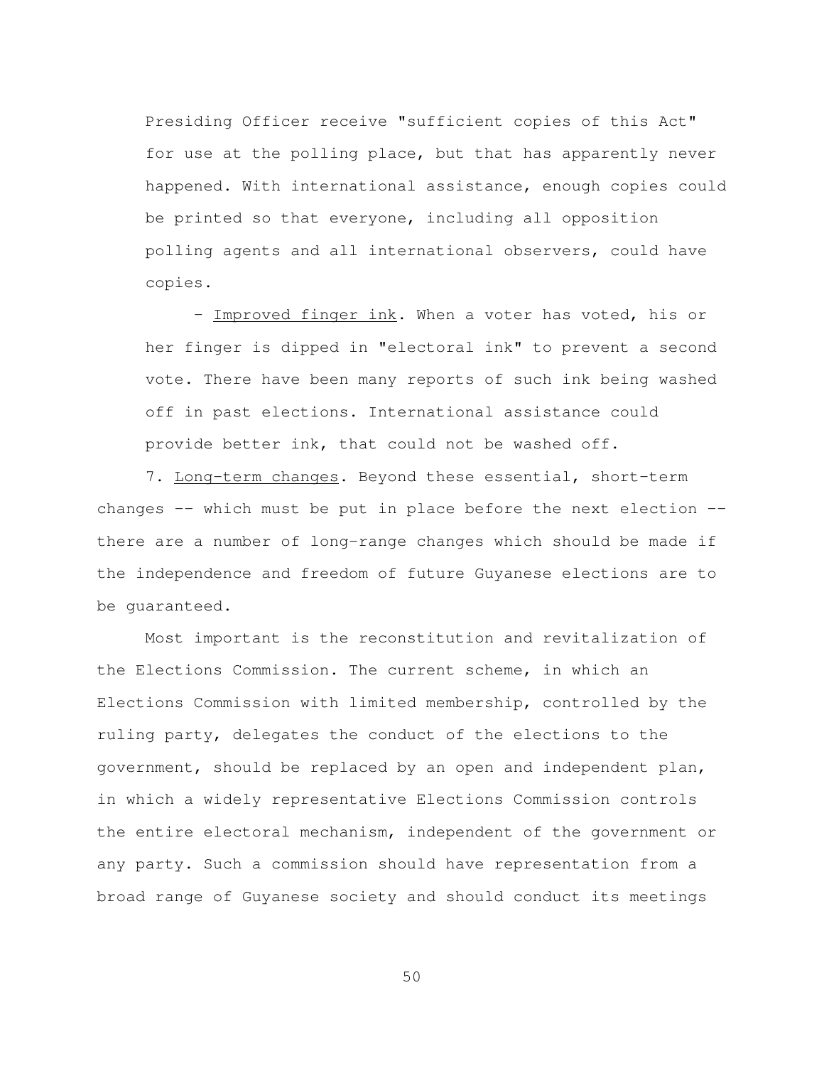Presiding Officer receive "sufficient copies of this Act" for use at the polling place, but that has apparently never happened. With international assistance, enough copies could be printed so that everyone, including all opposition polling agents and all international observers, could have copies.

- Improved finger ink. When a voter has voted, his or her finger is dipped in "electoral ink" to prevent a second vote. There have been many reports of such ink being washed off in past elections. International assistance could provide better ink, that could not be washed off.

7. Long-term changes. Beyond these essential, short-term changes -- which must be put in place before the next election -- there are a number of long-range changes which should be made if the independence and freedom of future Guyanese elections are to be guaranteed.

Most important is the reconstitution and revitalization of the Elections Commission. The current scheme, in which an Elections Commission with limited membership, controlled by the ruling party, delegates the conduct of the elections to the government, should be replaced by an open and independent plan, in which a widely representative Elections Commission controls the entire electoral mechanism, independent of the government or any party. Such a commission should have representation from a broad range of Guyanese society and should conduct its meetings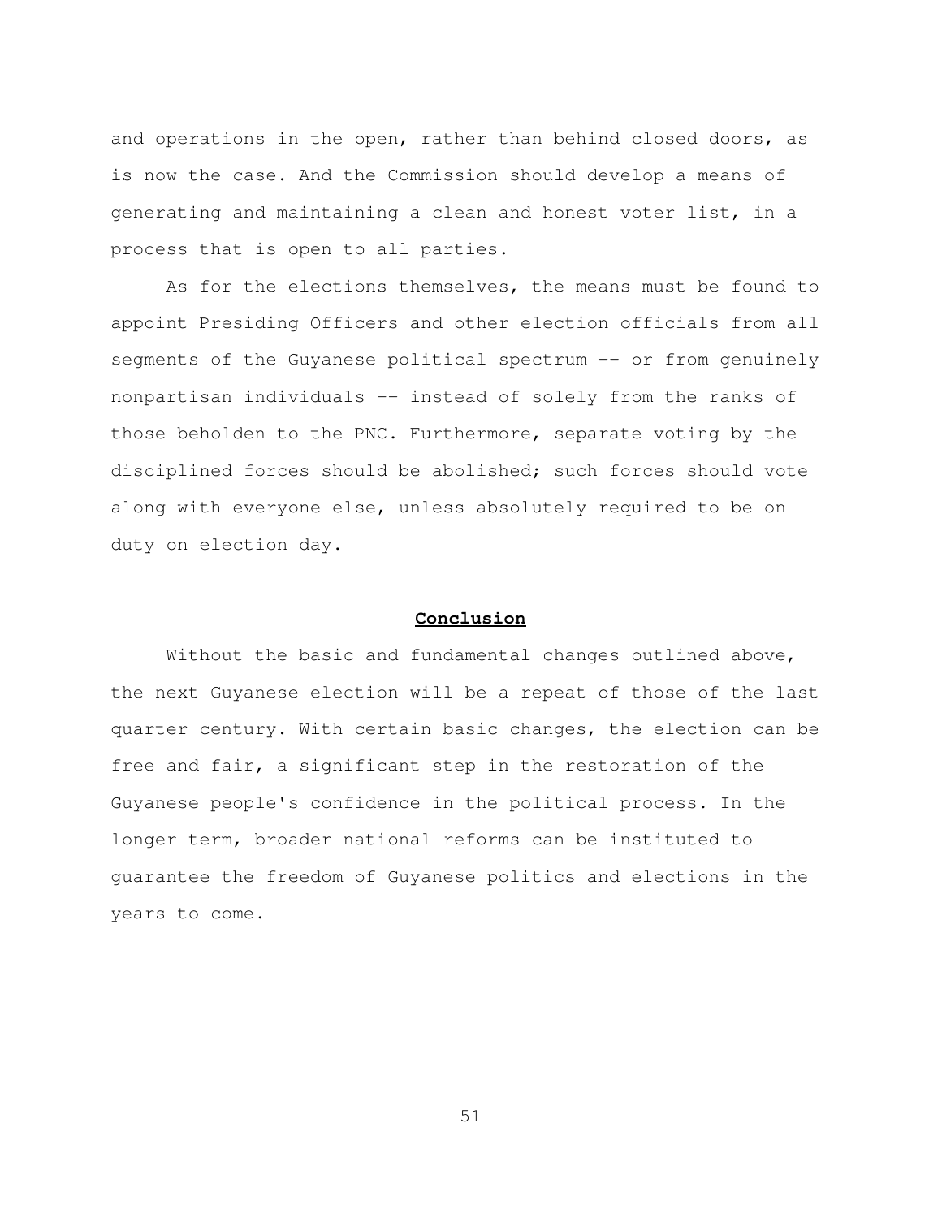and operations in the open, rather than behind closed doors, as is now the case. And the Commission should develop a means of generating and maintaining a clean and honest voter list, in a process that is open to all parties.

As for the elections themselves, the means must be found to appoint Presiding Officers and other election officials from all segments of the Guyanese political spectrum -- or from genuinely nonpartisan individuals -- instead of solely from the ranks of those beholden to the PNC. Furthermore, separate voting by the disciplined forces should be abolished; such forces should vote along with everyone else, unless absolutely required to be on duty on election day.

## Conclusion

Without the basic and fundamental changes outlined above, the next Guyanese election will be a repeat of those of the last quarter century. With certain basic changes, the election can be free and fair, a significant step in the restoration of the Guyanese people's confidence in the political process. In the longer term, broader national reforms can be instituted to guarantee the freedom of Guyanese politics and elections in the years to come.